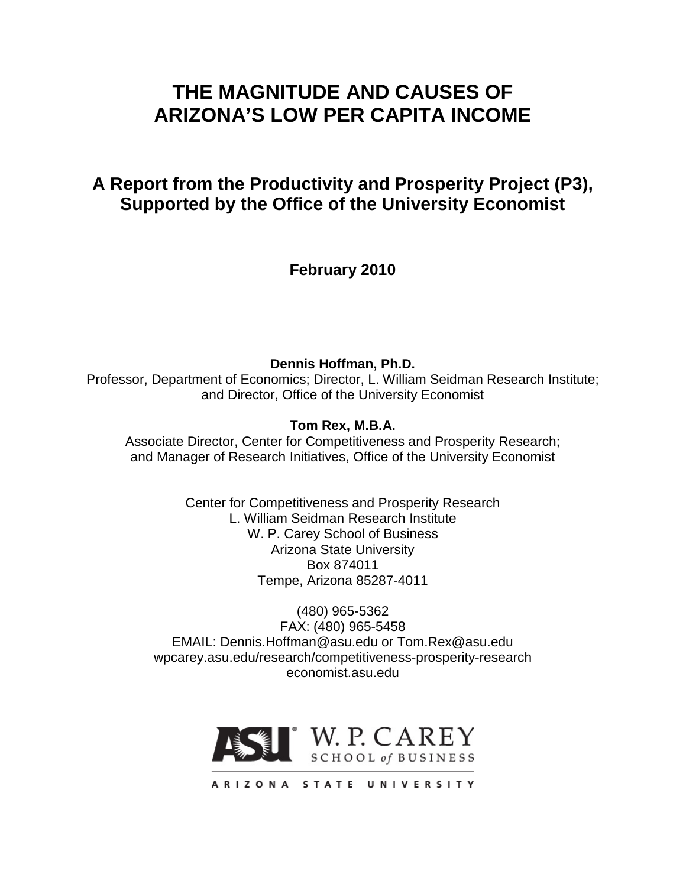# THE MAGNITUDE AND CAUSES OF ARIZONA'S LOW PER CAPITA INCOME

## A Report from the Productivity and Prosperity Project (P3), Supported by the Office of the University Economist

**February 2010**

**Dennis Hoffman, Ph.D.**
Professor, Department of Economics; Director, L. William Seidman Research Institute; and Director, Office of the University Economist

**Tom Rex, M.B.A.**
Associate Director, Center for Competitiveness and Prosperity Research; and Manager of Research Initiatives, Office of the University Economist

Center for Competitiveness and Prosperity Research
L. William Seidman Research Institute
W. P. Carey School of Business
Arizona State University
Box 874011
Tempe, Arizona 85287-4011

(480) 965-5362
FAX: (480) 965-5458
EMAIL: Dennis.Hoffman@asu.edu or Tom.Rex@asu.edu
wpcarey.asu.edu/research/competitiveness-prosperity-research
economist.asu.edu

ASU W. P. CAREY SCHOOL of BUSINESS
ARIZONA STATE UNIVERSITY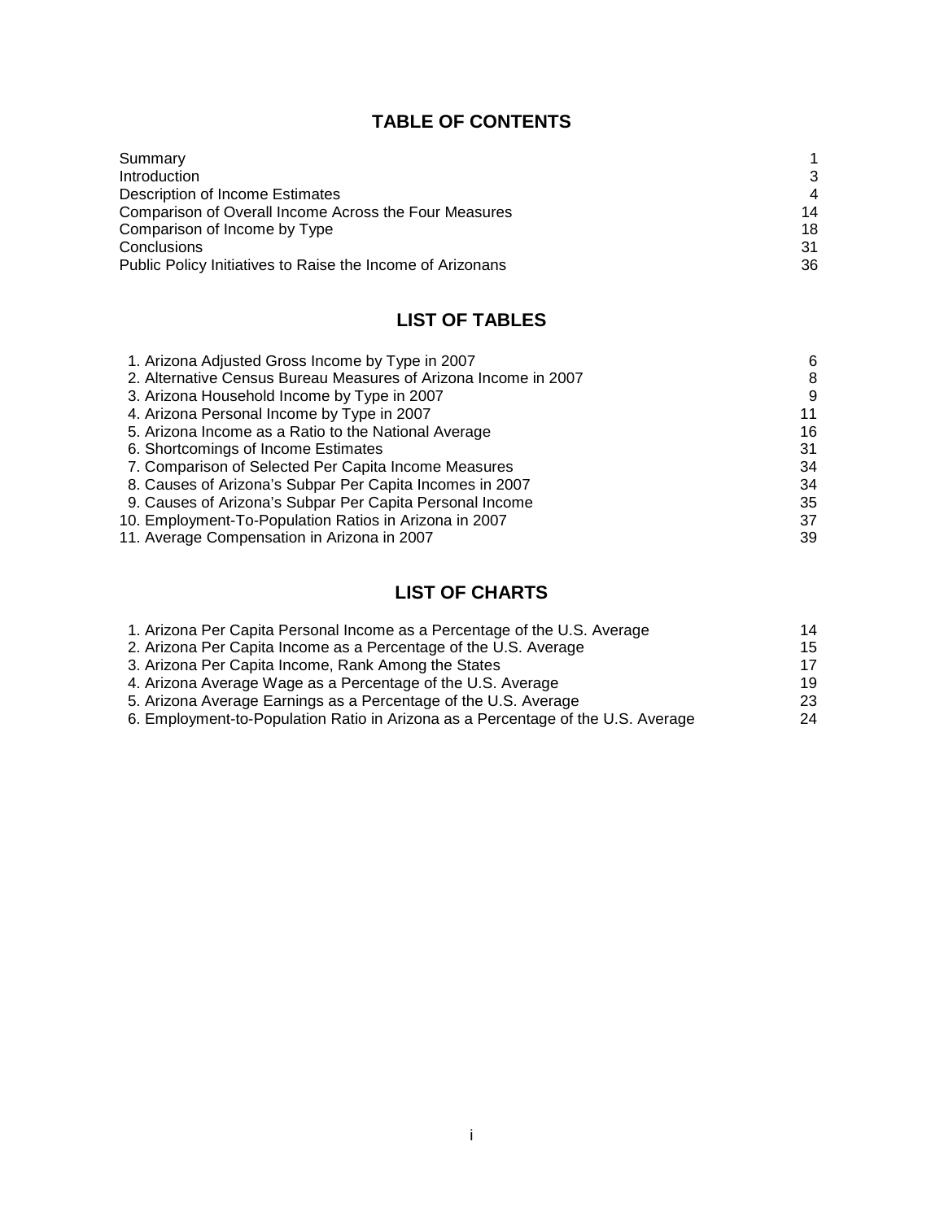## TABLE OF CONTENTS

| | |
|---|---|
| Summary | 1 |
| Introduction | 3 |
| Description of Income Estimates | 4 |
| Comparison of Overall Income Across the Four Measures | 14 |
| Comparison of Income by Type | 18 |
| Conclusions | 31 |
| Public Policy Initiatives to Raise the Income of Arizonans | 36 |

## LIST OF TABLES

| | |
|---|---|
| 1. Arizona Adjusted Gross Income by Type in 2007 | 6 |
| 2. Alternative Census Bureau Measures of Arizona Income in 2007 | 8 |
| 3. Arizona Household Income by Type in 2007 | 9 |
| 4. Arizona Personal Income by Type in 2007 | 11 |
| 5. Arizona Income as a Ratio to the National Average | 16 |
| 6. Shortcomings of Income Estimates | 31 |
| 7. Comparison of Selected Per Capita Income Measures | 34 |
| 8. Causes of Arizona's Subpar Per Capita Incomes in 2007 | 34 |
| 9. Causes of Arizona's Subpar Per Capita Personal Income | 35 |
| 10. Employment-To-Population Ratios in Arizona in 2007 | 37 |
| 11. Average Compensation in Arizona in 2007 | 39 |

## LIST OF CHARTS

| | |
|---|---|
| 1. Arizona Per Capita Personal Income as a Percentage of the U.S. Average | 14 |
| 2. Arizona Per Capita Income as a Percentage of the U.S. Average | 15 |
| 3. Arizona Per Capita Income, Rank Among the States | 17 |
| 4. Arizona Average Wage as a Percentage of the U.S. Average | 19 |
| 5. Arizona Average Earnings as a Percentage of the U.S. Average | 23 |
| 6. Employment-to-Population Ratio in Arizona as a Percentage of the U.S. Average | 24 |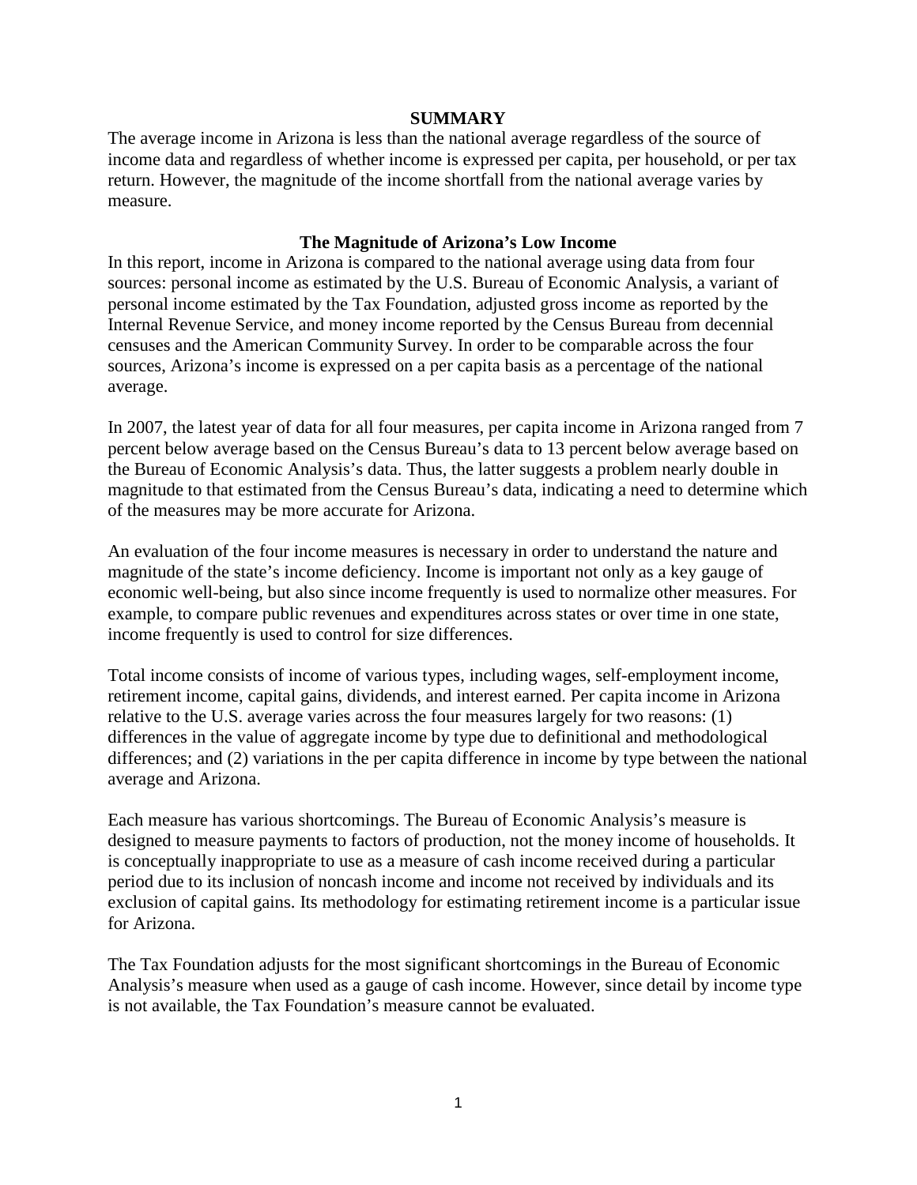## SUMMARY

The average income in Arizona is less than the national average regardless of the source of income data and regardless of whether income is expressed per capita, per household, or per tax return. However, the magnitude of the income shortfall from the national average varies by measure.

### The Magnitude of Arizona's Low Income

In this report, income in Arizona is compared to the national average using data from four sources: personal income as estimated by the U.S. Bureau of Economic Analysis, a variant of personal income estimated by the Tax Foundation, adjusted gross income as reported by the Internal Revenue Service, and money income reported by the Census Bureau from decennial censuses and the American Community Survey. In order to be comparable across the four sources, Arizona's income is expressed on a per capita basis as a percentage of the national average.

In 2007, the latest year of data for all four measures, per capita income in Arizona ranged from 7 percent below average based on the Census Bureau's data to 13 percent below average based on the Bureau of Economic Analysis's data. Thus, the latter suggests a problem nearly double in magnitude to that estimated from the Census Bureau's data, indicating a need to determine which of the measures may be more accurate for Arizona.

An evaluation of the four income measures is necessary in order to understand the nature and magnitude of the state's income deficiency. Income is important not only as a key gauge of economic well-being, but also since income frequently is used to normalize other measures. For example, to compare public revenues and expenditures across states or over time in one state, income frequently is used to control for size differences.

Total income consists of income of various types, including wages, self-employment income, retirement income, capital gains, dividends, and interest earned. Per capita income in Arizona relative to the U.S. average varies across the four measures largely for two reasons: (1) differences in the value of aggregate income by type due to definitional and methodological differences; and (2) variations in the per capita difference in income by type between the national average and Arizona.

Each measure has various shortcomings. The Bureau of Economic Analysis's measure is designed to measure payments to factors of production, not the money income of households. It is conceptually inappropriate to use as a measure of cash income received during a particular period due to its inclusion of noncash income and income not received by individuals and its exclusion of capital gains. Its methodology for estimating retirement income is a particular issue for Arizona.

The Tax Foundation adjusts for the most significant shortcomings in the Bureau of Economic Analysis's measure when used as a gauge of cash income. However, since detail by income type is not available, the Tax Foundation's measure cannot be evaluated.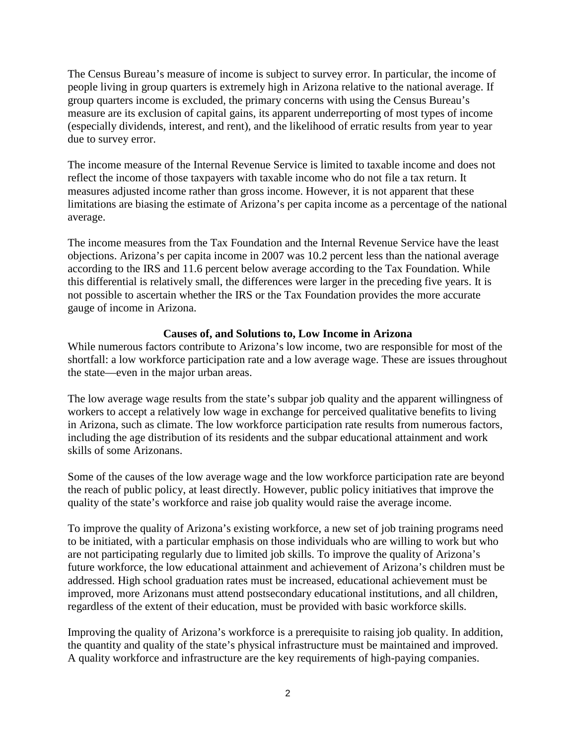The Census Bureau's measure of income is subject to survey error. In particular, the income of people living in group quarters is extremely high in Arizona relative to the national average. If group quarters income is excluded, the primary concerns with using the Census Bureau's measure are its exclusion of capital gains, its apparent underreporting of most types of income (especially dividends, interest, and rent), and the likelihood of erratic results from year to year due to survey error.

The income measure of the Internal Revenue Service is limited to taxable income and does not reflect the income of those taxpayers with taxable income who do not file a tax return. It measures adjusted income rather than gross income. However, it is not apparent that these limitations are biasing the estimate of Arizona's per capita income as a percentage of the national average.

The income measures from the Tax Foundation and the Internal Revenue Service have the least objections. Arizona's per capita income in 2007 was 10.2 percent less than the national average according to the IRS and 11.6 percent below average according to the Tax Foundation. While this differential is relatively small, the differences were larger in the preceding five years. It is not possible to ascertain whether the IRS or the Tax Foundation provides the more accurate gauge of income in Arizona.

## Causes of, and Solutions to, Low Income in Arizona

While numerous factors contribute to Arizona's low income, two are responsible for most of the shortfall: a low workforce participation rate and a low average wage. These are issues throughout the state—even in the major urban areas.

The low average wage results from the state's subpar job quality and the apparent willingness of workers to accept a relatively low wage in exchange for perceived qualitative benefits to living in Arizona, such as climate. The low workforce participation rate results from numerous factors, including the age distribution of its residents and the subpar educational attainment and work skills of some Arizonans.

Some of the causes of the low average wage and the low workforce participation rate are beyond the reach of public policy, at least directly. However, public policy initiatives that improve the quality of the state's workforce and raise job quality would raise the average income.

To improve the quality of Arizona's existing workforce, a new set of job training programs need to be initiated, with a particular emphasis on those individuals who are willing to work but who are not participating regularly due to limited job skills. To improve the quality of Arizona's future workforce, the low educational attainment and achievement of Arizona's children must be addressed. High school graduation rates must be increased, educational achievement must be improved, more Arizonans must attend postsecondary educational institutions, and all children, regardless of the extent of their education, must be provided with basic workforce skills.

Improving the quality of Arizona's workforce is a prerequisite to raising job quality. In addition, the quantity and quality of the state's physical infrastructure must be maintained and improved. A quality workforce and infrastructure are the key requirements of high-paying companies.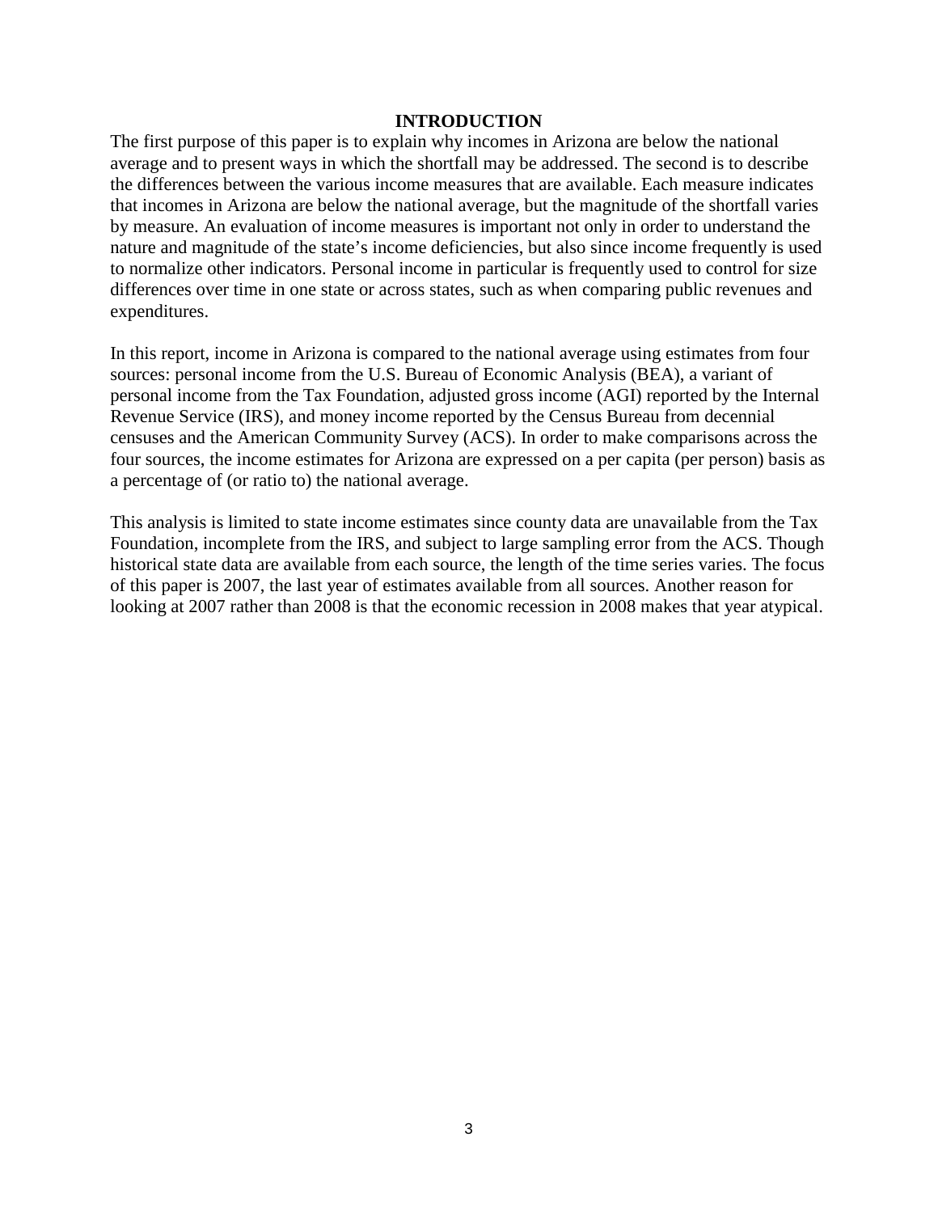## INTRODUCTION

The first purpose of this paper is to explain why incomes in Arizona are below the national average and to present ways in which the shortfall may be addressed. The second is to describe the differences between the various income measures that are available. Each measure indicates that incomes in Arizona are below the national average, but the magnitude of the shortfall varies by measure. An evaluation of income measures is important not only in order to understand the nature and magnitude of the state's income deficiencies, but also since income frequently is used to normalize other indicators. Personal income in particular is frequently used to control for size differences over time in one state or across states, such as when comparing public revenues and expenditures.

In this report, income in Arizona is compared to the national average using estimates from four sources: personal income from the U.S. Bureau of Economic Analysis (BEA), a variant of personal income from the Tax Foundation, adjusted gross income (AGI) reported by the Internal Revenue Service (IRS), and money income reported by the Census Bureau from decennial censuses and the American Community Survey (ACS). In order to make comparisons across the four sources, the income estimates for Arizona are expressed on a per capita (per person) basis as a percentage of (or ratio to) the national average.

This analysis is limited to state income estimates since county data are unavailable from the Tax Foundation, incomplete from the IRS, and subject to large sampling error from the ACS. Though historical state data are available from each source, the length of the time series varies. The focus of this paper is 2007, the last year of estimates available from all sources. Another reason for looking at 2007 rather than 2008 is that the economic recession in 2008 makes that year atypical.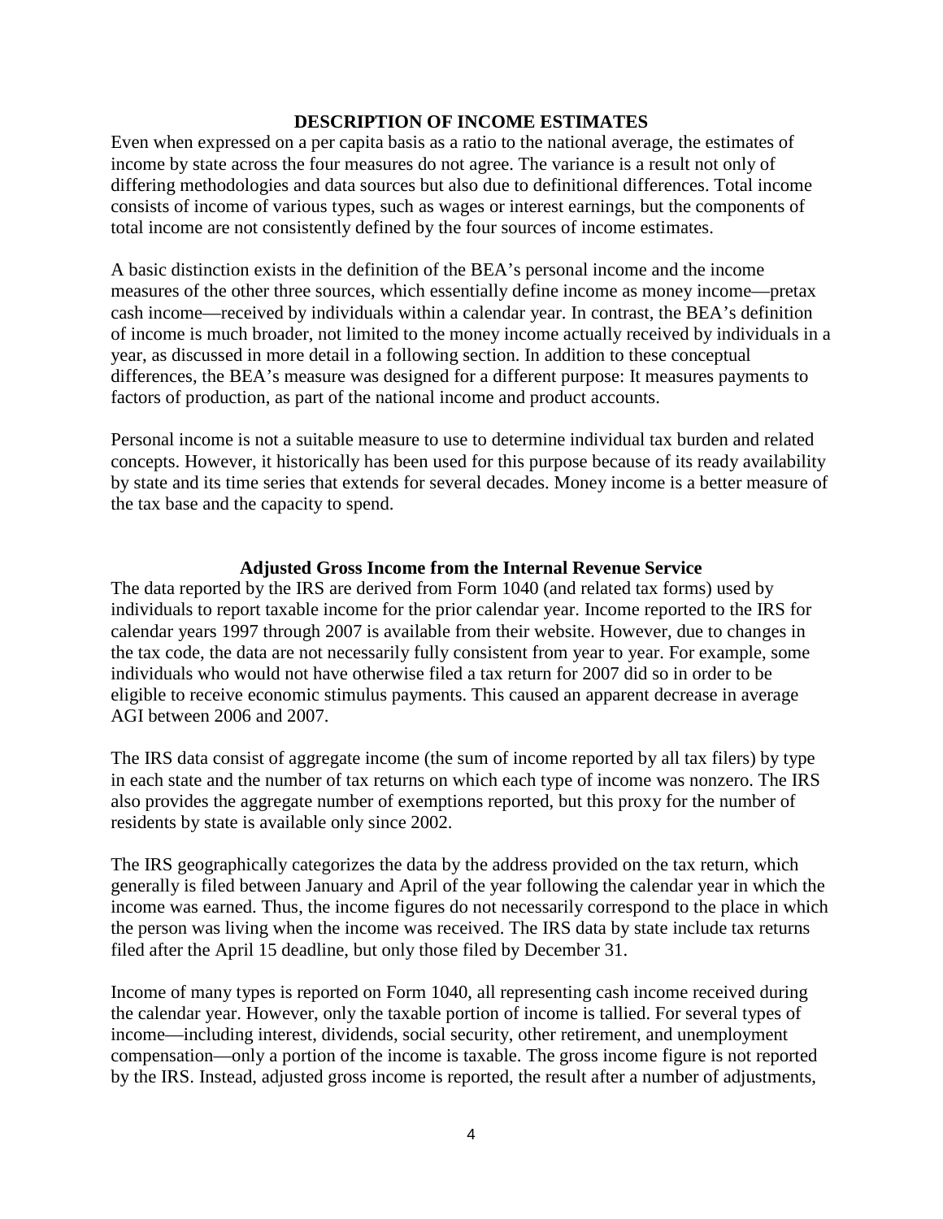## DESCRIPTION OF INCOME ESTIMATES

Even when expressed on a per capita basis as a ratio to the national average, the estimates of income by state across the four measures do not agree. The variance is a result not only of differing methodologies and data sources but also due to definitional differences. Total income consists of income of various types, such as wages or interest earnings, but the components of total income are not consistently defined by the four sources of income estimates.

A basic distinction exists in the definition of the BEA's personal income and the income measures of the other three sources, which essentially define income as money income—pretax cash income—received by individuals within a calendar year. In contrast, the BEA's definition of income is much broader, not limited to the money income actually received by individuals in a year, as discussed in more detail in a following section. In addition to these conceptual differences, the BEA's measure was designed for a different purpose: It measures payments to factors of production, as part of the national income and product accounts.

Personal income is not a suitable measure to use to determine individual tax burden and related concepts. However, it historically has been used for this purpose because of its ready availability by state and its time series that extends for several decades. Money income is a better measure of the tax base and the capacity to spend.

### Adjusted Gross Income from the Internal Revenue Service

The data reported by the IRS are derived from Form 1040 (and related tax forms) used by individuals to report taxable income for the prior calendar year. Income reported to the IRS for calendar years 1997 through 2007 is available from their website. However, due to changes in the tax code, the data are not necessarily fully consistent from year to year. For example, some individuals who would not have otherwise filed a tax return for 2007 did so in order to be eligible to receive economic stimulus payments. This caused an apparent decrease in average AGI between 2006 and 2007.

The IRS data consist of aggregate income (the sum of income reported by all tax filers) by type in each state and the number of tax returns on which each type of income was nonzero. The IRS also provides the aggregate number of exemptions reported, but this proxy for the number of residents by state is available only since 2002.

The IRS geographically categorizes the data by the address provided on the tax return, which generally is filed between January and April of the year following the calendar year in which the income was earned. Thus, the income figures do not necessarily correspond to the place in which the person was living when the income was received. The IRS data by state include tax returns filed after the April 15 deadline, but only those filed by December 31.

Income of many types is reported on Form 1040, all representing cash income received during the calendar year. However, only the taxable portion of income is tallied. For several types of income—including interest, dividends, social security, other retirement, and unemployment compensation—only a portion of the income is taxable. The gross income figure is not reported by the IRS. Instead, adjusted gross income is reported, the result after a number of adjustments,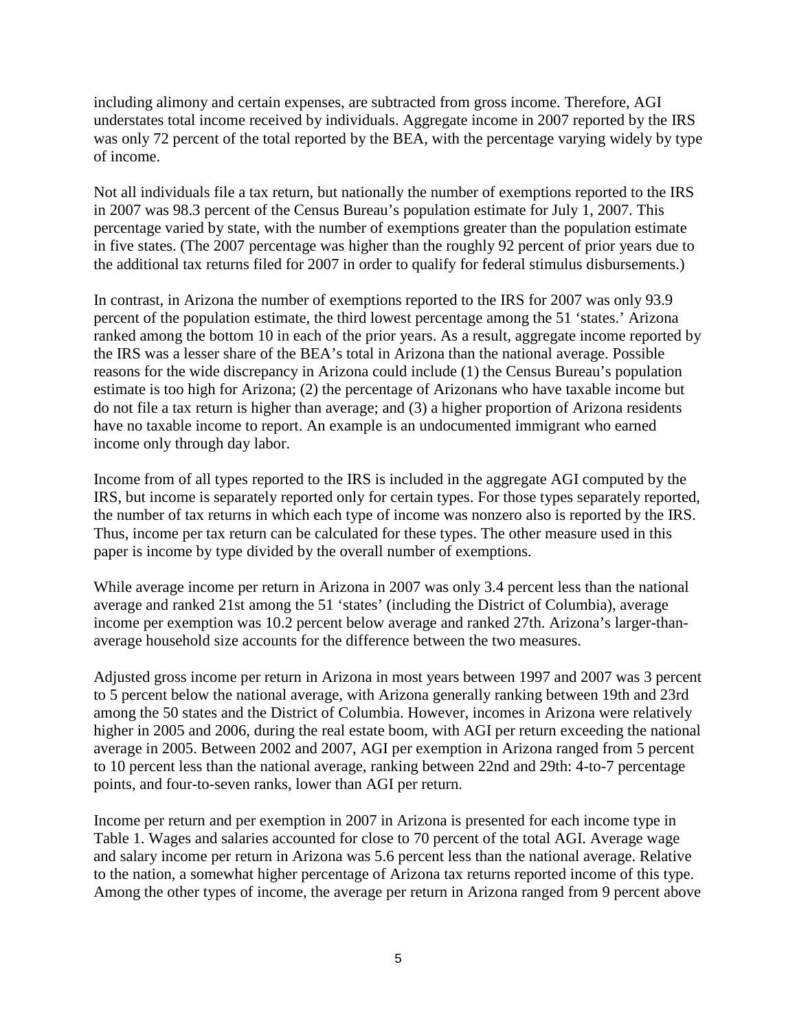including alimony and certain expenses, are subtracted from gross income. Therefore, AGI understates total income received by individuals. Aggregate income in 2007 reported by the IRS was only 72 percent of the total reported by the BEA, with the percentage varying widely by type of income.

Not all individuals file a tax return, but nationally the number of exemptions reported to the IRS in 2007 was 98.3 percent of the Census Bureau's population estimate for July 1, 2007. This percentage varied by state, with the number of exemptions greater than the population estimate in five states. (The 2007 percentage was higher than the roughly 92 percent of prior years due to the additional tax returns filed for 2007 in order to qualify for federal stimulus disbursements.)

In contrast, in Arizona the number of exemptions reported to the IRS for 2007 was only 93.9 percent of the population estimate, the third lowest percentage among the 51 'states.' Arizona ranked among the bottom 10 in each of the prior years. As a result, aggregate income reported by the IRS was a lesser share of the BEA's total in Arizona than the national average. Possible reasons for the wide discrepancy in Arizona could include (1) the Census Bureau's population estimate is too high for Arizona; (2) the percentage of Arizonans who have taxable income but do not file a tax return is higher than average; and (3) a higher proportion of Arizona residents have no taxable income to report. An example is an undocumented immigrant who earned income only through day labor.

Income from of all types reported to the IRS is included in the aggregate AGI computed by the IRS, but income is separately reported only for certain types. For those types separately reported, the number of tax returns in which each type of income was nonzero also is reported by the IRS. Thus, income per tax return can be calculated for these types. The other measure used in this paper is income by type divided by the overall number of exemptions.

While average income per return in Arizona in 2007 was only 3.4 percent less than the national average and ranked 21st among the 51 'states' (including the District of Columbia), average income per exemption was 10.2 percent below average and ranked 27th. Arizona's larger-than-average household size accounts for the difference between the two measures.

Adjusted gross income per return in Arizona in most years between 1997 and 2007 was 3 percent to 5 percent below the national average, with Arizona generally ranking between 19th and 23rd among the 50 states and the District of Columbia. However, incomes in Arizona were relatively higher in 2005 and 2006, during the real estate boom, with AGI per return exceeding the national average in 2005. Between 2002 and 2007, AGI per exemption in Arizona ranged from 5 percent to 10 percent less than the national average, ranking between 22nd and 29th: 4-to-7 percentage points, and four-to-seven ranks, lower than AGI per return.

Income per return and per exemption in 2007 in Arizona is presented for each income type in Table 1. Wages and salaries accounted for close to 70 percent of the total AGI. Average wage and salary income per return in Arizona was 5.6 percent less than the national average. Relative to the nation, a somewhat higher percentage of Arizona tax returns reported income of this type. Among the other types of income, the average per return in Arizona ranged from 9 percent above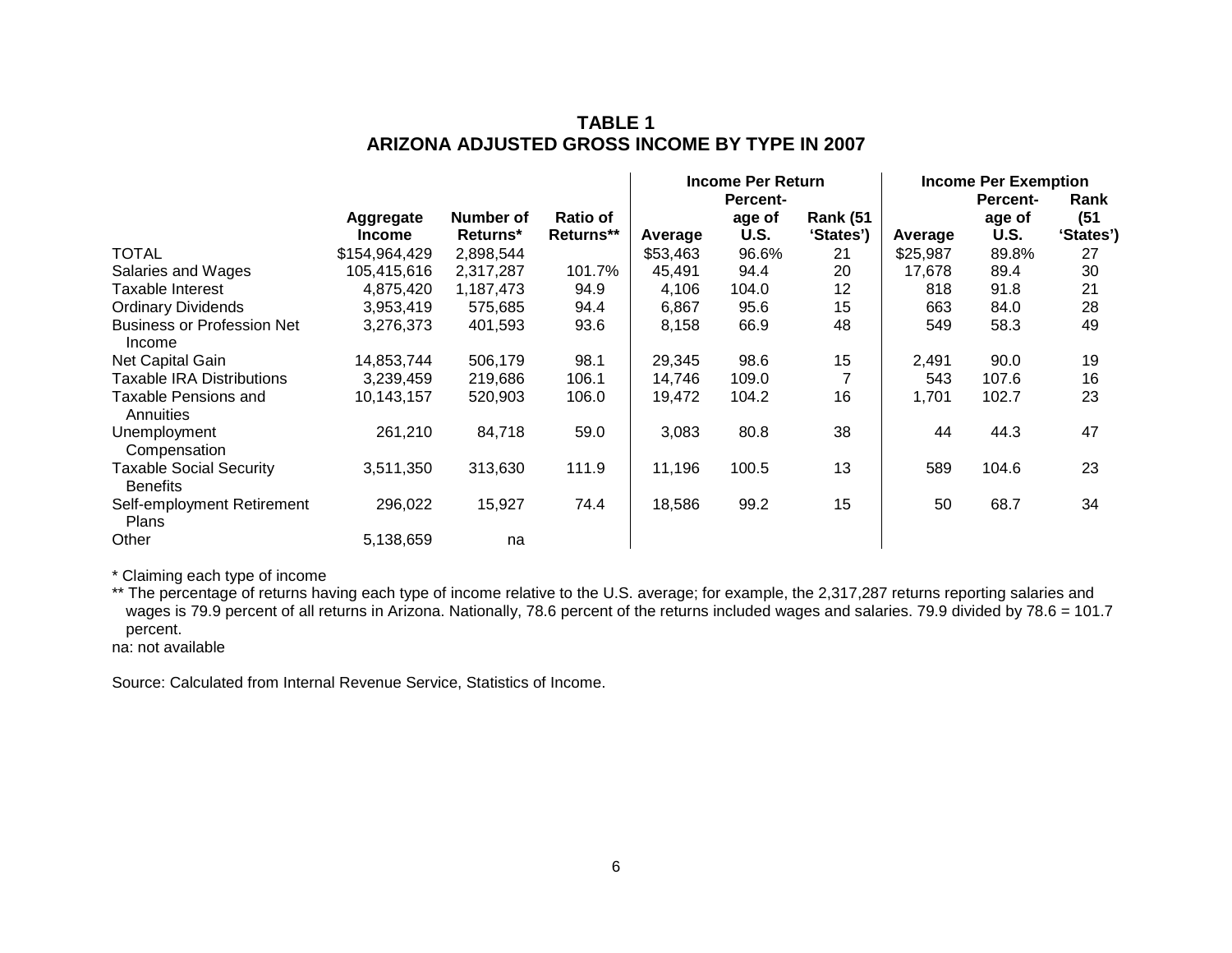# TABLE 1
## ARIZONA ADJUSTED GROSS INCOME BY TYPE IN 2007

| | | | | Income Per Return | | | Income Per Exemption | | |
|---|---|---|---|---|---|---|---|---|---|
| | Aggregate Income | Number of Returns* | Ratio of Returns** | Average | Percent-age of U.S. | Rank (51 'States') | Average | Percent-age of U.S. | Rank (51 'States') |
| TOTAL | $154,964,429 | 2,898,544 | | $53,463 | 96.6% | 21 | $25,987 | 89.8% | 27 |
| Salaries and Wages | 105,415,616 | 2,317,287 | 101.7% | 45,491 | 94.4 | 20 | 17,678 | 89.4 | 30 |
| Taxable Interest | 4,875,420 | 1,187,473 | 94.9 | 4,106 | 104.0 | 12 | 818 | 91.8 | 21 |
| Ordinary Dividends | 3,953,419 | 575,685 | 94.4 | 6,867 | 95.6 | 15 | 663 | 84.0 | 28 |
| Business or Profession Net Income | 3,276,373 | 401,593 | 93.6 | 8,158 | 66.9 | 48 | 549 | 58.3 | 49 |
| Net Capital Gain | 14,853,744 | 506,179 | 98.1 | 29,345 | 98.6 | 15 | 2,491 | 90.0 | 19 |
| Taxable IRA Distributions | 3,239,459 | 219,686 | 106.1 | 14,746 | 109.0 | 7 | 543 | 107.6 | 16 |
| Taxable Pensions and Annuities | 10,143,157 | 520,903 | 106.0 | 19,472 | 104.2 | 16 | 1,701 | 102.7 | 23 |
| Unemployment Compensation | 261,210 | 84,718 | 59.0 | 3,083 | 80.8 | 38 | 44 | 44.3 | 47 |
| Taxable Social Security Benefits | 3,511,350 | 313,630 | 111.9 | 11,196 | 100.5 | 13 | 589 | 104.6 | 23 |
| Self-employment Retirement Plans | 296,022 | 15,927 | 74.4 | 18,586 | 99.2 | 15 | 50 | 68.7 | 34 |
| Other | 5,138,659 | na | | | | | | | |

\* Claiming each type of income

\*\* The percentage of returns having each type of income relative to the U.S. average; for example, the 2,317,287 returns reporting salaries and wages is 79.9 percent of all returns in Arizona. Nationally, 78.6 percent of the returns included wages and salaries. 79.9 divided by 78.6 = 101.7 percent.

na: not available

Source: Calculated from Internal Revenue Service, Statistics of Income.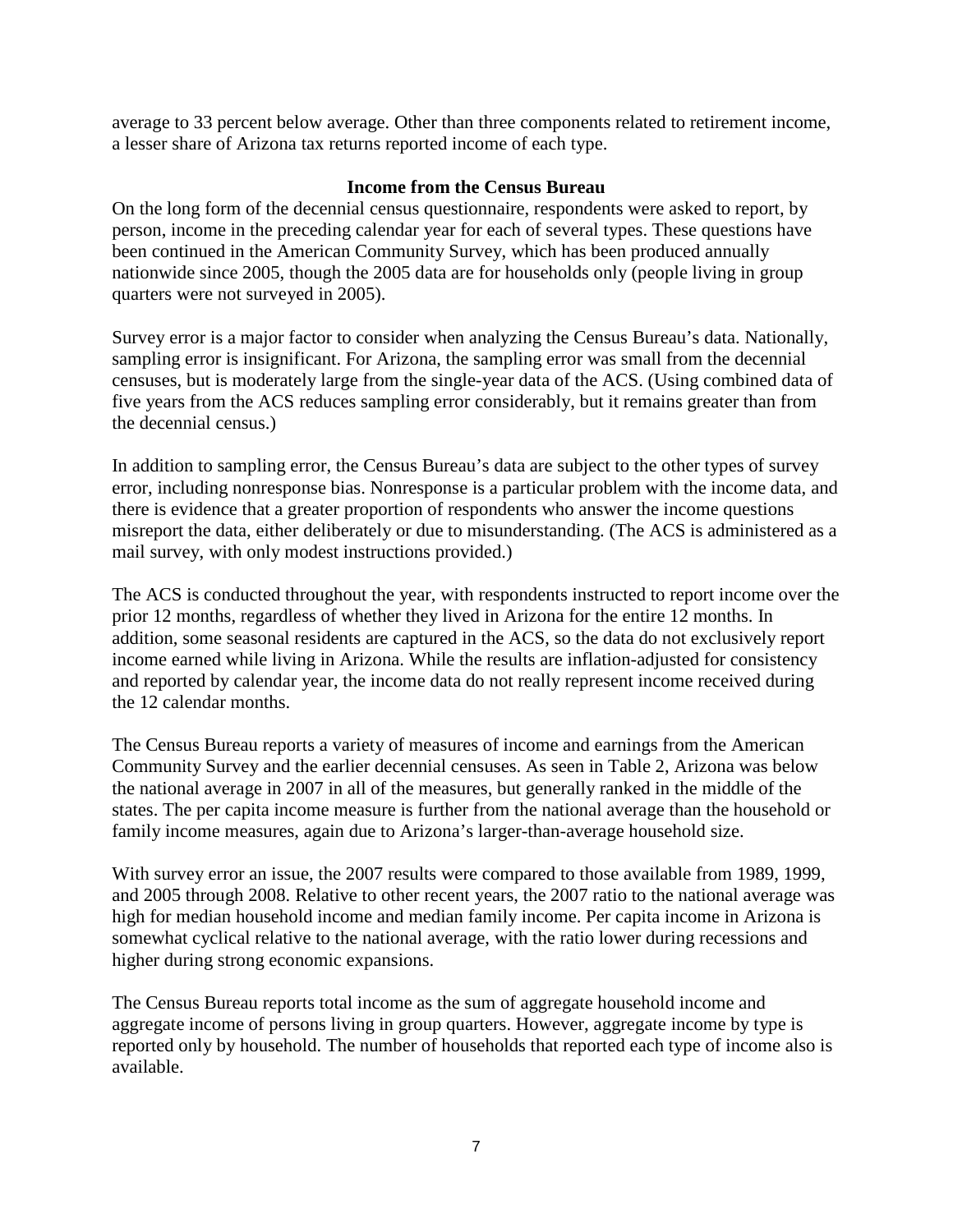average to 33 percent below average. Other than three components related to retirement income, a lesser share of Arizona tax returns reported income of each type.

## Income from the Census Bureau

On the long form of the decennial census questionnaire, respondents were asked to report, by person, income in the preceding calendar year for each of several types. These questions have been continued in the American Community Survey, which has been produced annually nationwide since 2005, though the 2005 data are for households only (people living in group quarters were not surveyed in 2005).

Survey error is a major factor to consider when analyzing the Census Bureau's data. Nationally, sampling error is insignificant. For Arizona, the sampling error was small from the decennial censuses, but is moderately large from the single-year data of the ACS. (Using combined data of five years from the ACS reduces sampling error considerably, but it remains greater than from the decennial census.)

In addition to sampling error, the Census Bureau's data are subject to the other types of survey error, including nonresponse bias. Nonresponse is a particular problem with the income data, and there is evidence that a greater proportion of respondents who answer the income questions misreport the data, either deliberately or due to misunderstanding. (The ACS is administered as a mail survey, with only modest instructions provided.)

The ACS is conducted throughout the year, with respondents instructed to report income over the prior 12 months, regardless of whether they lived in Arizona for the entire 12 months. In addition, some seasonal residents are captured in the ACS, so the data do not exclusively report income earned while living in Arizona. While the results are inflation-adjusted for consistency and reported by calendar year, the income data do not really represent income received during the 12 calendar months.

The Census Bureau reports a variety of measures of income and earnings from the American Community Survey and the earlier decennial censuses. As seen in Table 2, Arizona was below the national average in 2007 in all of the measures, but generally ranked in the middle of the states. The per capita income measure is further from the national average than the household or family income measures, again due to Arizona's larger-than-average household size.

With survey error an issue, the 2007 results were compared to those available from 1989, 1999, and 2005 through 2008. Relative to other recent years, the 2007 ratio to the national average was high for median household income and median family income. Per capita income in Arizona is somewhat cyclical relative to the national average, with the ratio lower during recessions and higher during strong economic expansions.

The Census Bureau reports total income as the sum of aggregate household income and aggregate income of persons living in group quarters. However, aggregate income by type is reported only by household. The number of households that reported each type of income also is available.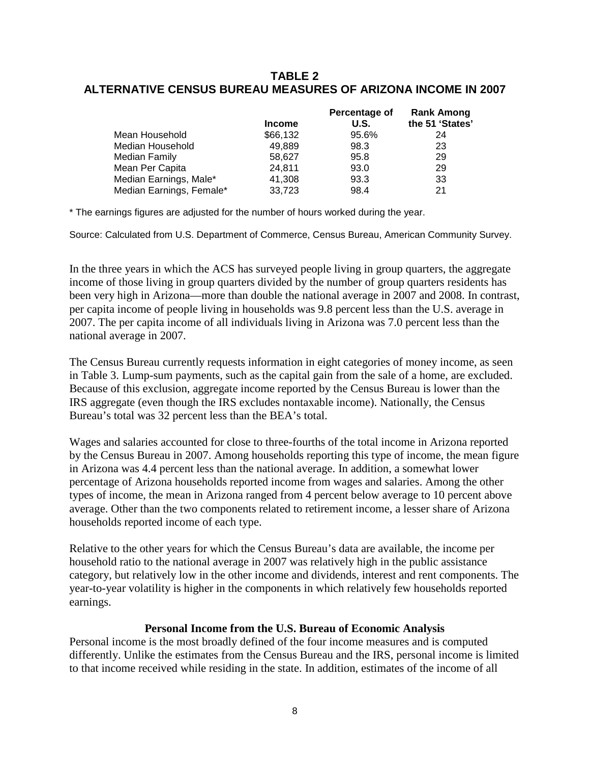## TABLE 2
## ALTERNATIVE CENSUS BUREAU MEASURES OF ARIZONA INCOME IN 2007

| | Income | Percentage of U.S. | Rank Among the 51 'States' |
|---|---|---|---|
| Mean Household | $66,132 | 95.6% | 24 |
| Median Household | 49,889 | 98.3 | 23 |
| Median Family | 58,627 | 95.8 | 29 |
| Mean Per Capita | 24,811 | 93.0 | 29 |
| Median Earnings, Male* | 41,308 | 93.3 | 33 |
| Median Earnings, Female* | 33,723 | 98.4 | 21 |

\* The earnings figures are adjusted for the number of hours worked during the year.

Source: Calculated from U.S. Department of Commerce, Census Bureau, American Community Survey.

In the three years in which the ACS has surveyed people living in group quarters, the aggregate income of those living in group quarters divided by the number of group quarters residents has been very high in Arizona—more than double the national average in 2007 and 2008. In contrast, per capita income of people living in households was 9.8 percent less than the U.S. average in 2007. The per capita income of all individuals living in Arizona was 7.0 percent less than the national average in 2007.

The Census Bureau currently requests information in eight categories of money income, as seen in Table 3. Lump-sum payments, such as the capital gain from the sale of a home, are excluded. Because of this exclusion, aggregate income reported by the Census Bureau is lower than the IRS aggregate (even though the IRS excludes nontaxable income). Nationally, the Census Bureau's total was 32 percent less than the BEA's total.

Wages and salaries accounted for close to three-fourths of the total income in Arizona reported by the Census Bureau in 2007. Among households reporting this type of income, the mean figure in Arizona was 4.4 percent less than the national average. In addition, a somewhat lower percentage of Arizona households reported income from wages and salaries. Among the other types of income, the mean in Arizona ranged from 4 percent below average to 10 percent above average. Other than the two components related to retirement income, a lesser share of Arizona households reported income of each type.

Relative to the other years for which the Census Bureau's data are available, the income per household ratio to the national average in 2007 was relatively high in the public assistance category, but relatively low in the other income and dividends, interest and rent components. The year-to-year volatility is higher in the components in which relatively few households reported earnings.

### Personal Income from the U.S. Bureau of Economic Analysis

Personal income is the most broadly defined of the four income measures and is computed differently. Unlike the estimates from the Census Bureau and the IRS, personal income is limited to that income received while residing in the state. In addition, estimates of the income of all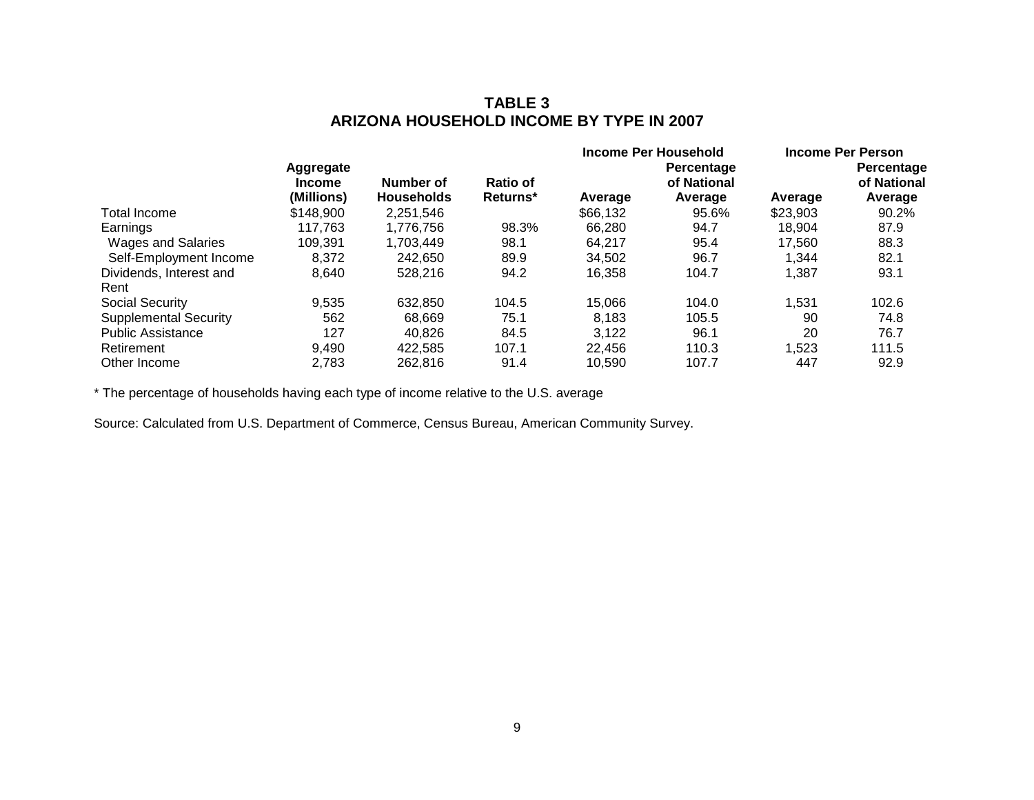# TABLE 3
# ARIZONA HOUSEHOLD INCOME BY TYPE IN 2007

| | Aggregate Income (Millions) | Number of Households | Ratio of Returns* | Income Per Household | | Income Per Person | |
|---|---|---|---|---|---|---|---|
| | | | | Average | Percentage of National Average | Average | Percentage of National Average |
| Total Income | $148,900 | 2,251,546 | | $66,132 | 95.6% | $23,903 | 90.2% |
| Earnings | 117,763 | 1,776,756 | 98.3% | 66,280 | 94.7 | 18,904 | 87.9 |
| Wages and Salaries | 109,391 | 1,703,449 | 98.1 | 64,217 | 95.4 | 17,560 | 88.3 |
| Self-Employment Income | 8,372 | 242,650 | 89.9 | 34,502 | 96.7 | 1,344 | 82.1 |
| Dividends, Interest and Rent | 8,640 | 528,216 | 94.2 | 16,358 | 104.7 | 1,387 | 93.1 |
| Social Security | 9,535 | 632,850 | 104.5 | 15,066 | 104.0 | 1,531 | 102.6 |
| Supplemental Security | 562 | 68,669 | 75.1 | 8,183 | 105.5 | 90 | 74.8 |
| Public Assistance | 127 | 40,826 | 84.5 | 3,122 | 96.1 | 20 | 76.7 |
| Retirement | 9,490 | 422,585 | 107.1 | 22,456 | 110.3 | 1,523 | 111.5 |
| Other Income | 2,783 | 262,816 | 91.4 | 10,590 | 107.7 | 447 | 92.9 |

* The percentage of households having each type of income relative to the U.S. average

Source: Calculated from U.S. Department of Commerce, Census Bureau, American Community Survey.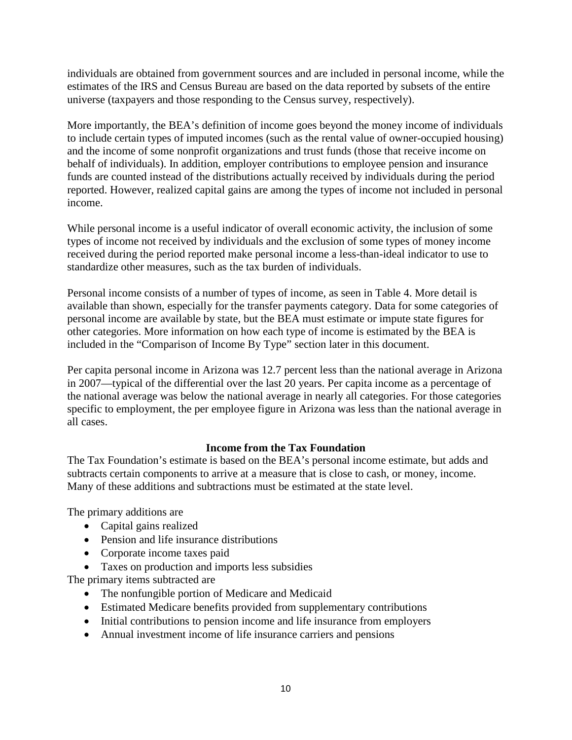individuals are obtained from government sources and are included in personal income, while the estimates of the IRS and Census Bureau are based on the data reported by subsets of the entire universe (taxpayers and those responding to the Census survey, respectively).

More importantly, the BEA's definition of income goes beyond the money income of individuals to include certain types of imputed incomes (such as the rental value of owner-occupied housing) and the income of some nonprofit organizations and trust funds (those that receive income on behalf of individuals). In addition, employer contributions to employee pension and insurance funds are counted instead of the distributions actually received by individuals during the period reported. However, realized capital gains are among the types of income not included in personal income.

While personal income is a useful indicator of overall economic activity, the inclusion of some types of income not received by individuals and the exclusion of some types of money income received during the period reported make personal income a less-than-ideal indicator to use to standardize other measures, such as the tax burden of individuals.

Personal income consists of a number of types of income, as seen in Table 4. More detail is available than shown, especially for the transfer payments category. Data for some categories of personal income are available by state, but the BEA must estimate or impute state figures for other categories. More information on how each type of income is estimated by the BEA is included in the "Comparison of Income By Type" section later in this document.

Per capita personal income in Arizona was 12.7 percent less than the national average in Arizona in 2007—typical of the differential over the last 20 years. Per capita income as a percentage of the national average was below the national average in nearly all categories. For those categories specific to employment, the per employee figure in Arizona was less than the national average in all cases.

## Income from the Tax Foundation

The Tax Foundation's estimate is based on the BEA's personal income estimate, but adds and subtracts certain components to arrive at a measure that is close to cash, or money, income. Many of these additions and subtractions must be estimated at the state level.

The primary additions are

- Capital gains realized
- Pension and life insurance distributions
- Corporate income taxes paid
- Taxes on production and imports less subsidies

The primary items subtracted are

- The nonfungible portion of Medicare and Medicaid
- Estimated Medicare benefits provided from supplementary contributions
- Initial contributions to pension income and life insurance from employers
- Annual investment income of life insurance carriers and pensions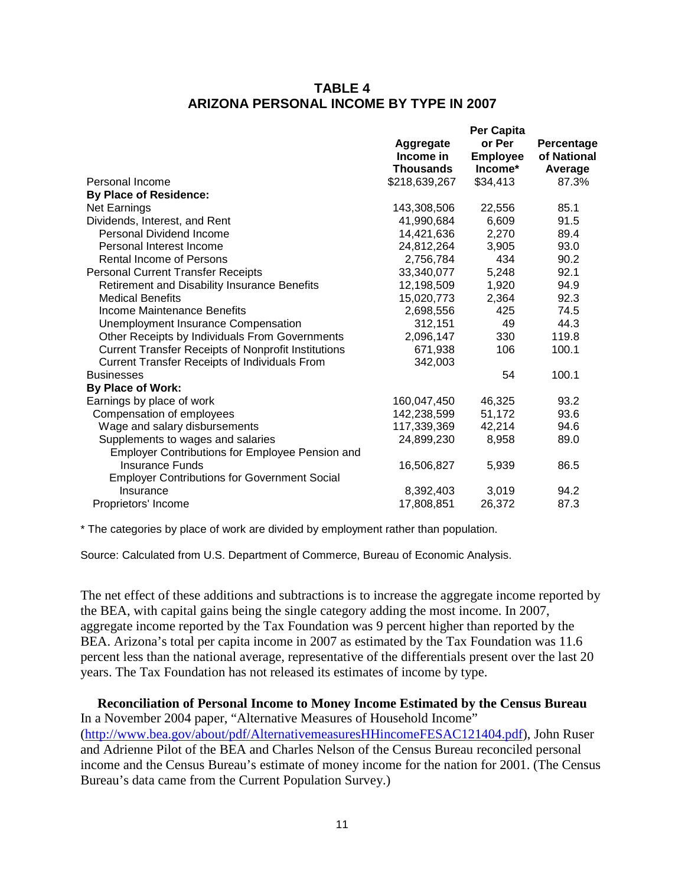**TABLE 4**
**ARIZONA PERSONAL INCOME BY TYPE IN 2007**

| | Aggregate Income in Thousands | Per Capita or Per Employee Income* | Percentage of National Average |
|---|---|---|---|
| Personal Income | $218,639,267 | $34,413 | 87.3% |
| **By Place of Residence:** | | | |
| Net Earnings | 143,308,506 | 22,556 | 85.1 |
| Dividends, Interest, and Rent | 41,990,684 | 6,609 | 91.5 |
| Personal Dividend Income | 14,421,636 | 2,270 | 89.4 |
| Personal Interest Income | 24,812,264 | 3,905 | 93.0 |
| Rental Income of Persons | 2,756,784 | 434 | 90.2 |
| Personal Current Transfer Receipts | 33,340,077 | 5,248 | 92.1 |
| Retirement and Disability Insurance Benefits | 12,198,509 | 1,920 | 94.9 |
| Medical Benefits | 15,020,773 | 2,364 | 92.3 |
| Income Maintenance Benefits | 2,698,556 | 425 | 74.5 |
| Unemployment Insurance Compensation | 312,151 | 49 | 44.3 |
| Other Receipts by Individuals From Governments | 2,096,147 | 330 | 119.8 |
| Current Transfer Receipts of Nonprofit Institutions | 671,938 | 106 | 100.1 |
| Current Transfer Receipts of Individuals From Businesses | 342,003 | 54 | 100.1 |
| **By Place of Work:** | | | |
| Earnings by place of work | 160,047,450 | 46,325 | 93.2 |
| Compensation of employees | 142,238,599 | 51,172 | 93.6 |
| Wage and salary disbursements | 117,339,369 | 42,214 | 94.6 |
| Supplements to wages and salaries | 24,899,230 | 8,958 | 89.0 |
| Employer Contributions for Employee Pension and Insurance Funds | 16,506,827 | 5,939 | 86.5 |
| Employer Contributions for Government Social Insurance | 8,392,403 | 3,019 | 94.2 |
| Proprietors' Income | 17,808,851 | 26,372 | 87.3 |

* The categories by place of work are divided by employment rather than population.

Source: Calculated from U.S. Department of Commerce, Bureau of Economic Analysis.

The net effect of these additions and subtractions is to increase the aggregate income reported by the BEA, with capital gains being the single category adding the most income. In 2007, aggregate income reported by the Tax Foundation was 9 percent higher than reported by the BEA. Arizona's total per capita income in 2007 as estimated by the Tax Foundation was 11.6 percent less than the national average, representative of the differentials present over the last 20 years. The Tax Foundation has not released its estimates of income by type.

**Reconciliation of Personal Income to Money Income Estimated by the Census Bureau**

In a November 2004 paper, "Alternative Measures of Household Income" (http://www.bea.gov/about/pdf/AlternativemeasuresHHincomeFESAC121404.pdf), John Ruser and Adrienne Pilot of the BEA and Charles Nelson of the Census Bureau reconciled personal income and the Census Bureau's estimate of money income for the nation for 2001. (The Census Bureau's data came from the Current Population Survey.)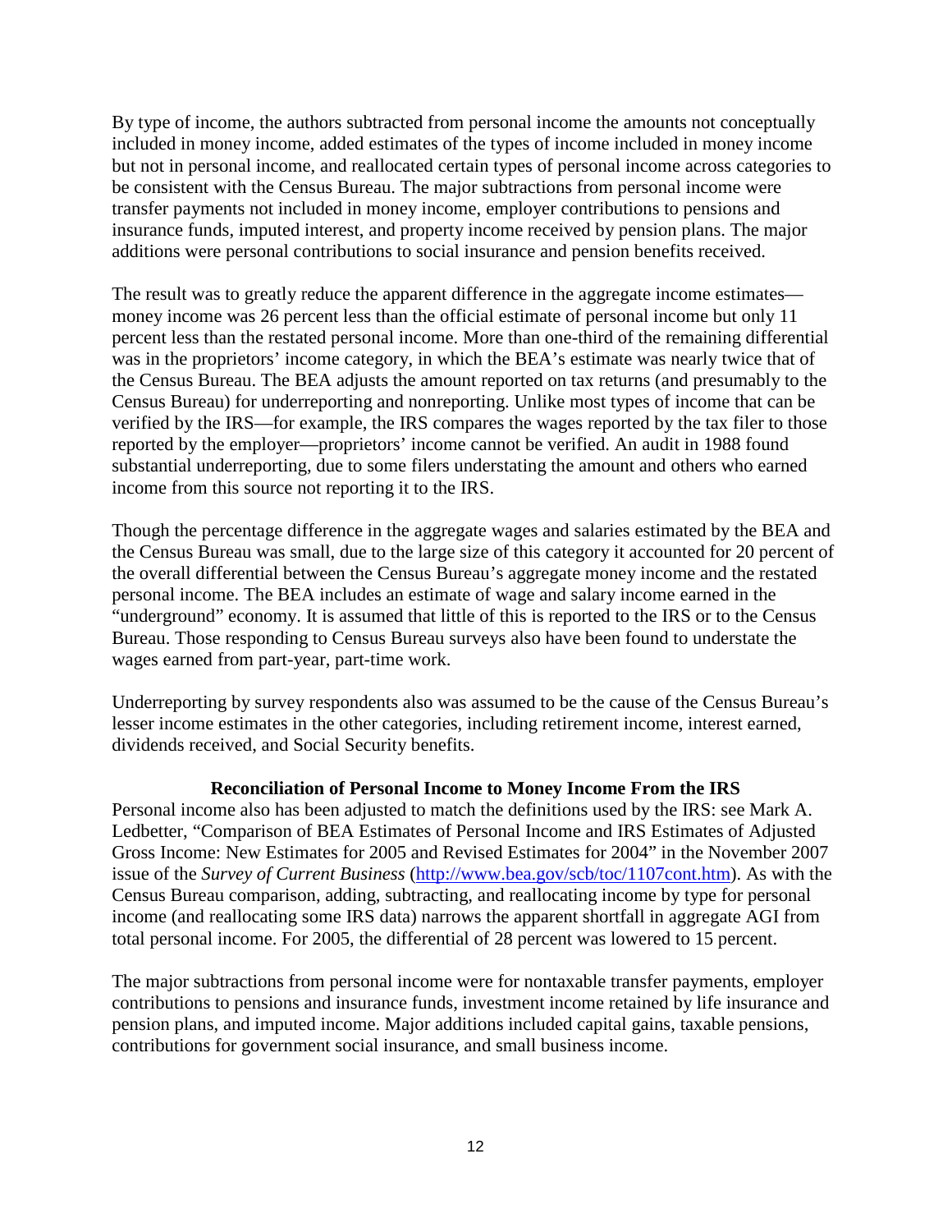By type of income, the authors subtracted from personal income the amounts not conceptually included in money income, added estimates of the types of income included in money income but not in personal income, and reallocated certain types of personal income across categories to be consistent with the Census Bureau. The major subtractions from personal income were transfer payments not included in money income, employer contributions to pensions and insurance funds, imputed interest, and property income received by pension plans. The major additions were personal contributions to social insurance and pension benefits received.

The result was to greatly reduce the apparent difference in the aggregate income estimates—money income was 26 percent less than the official estimate of personal income but only 11 percent less than the restated personal income. More than one-third of the remaining differential was in the proprietors' income category, in which the BEA's estimate was nearly twice that of the Census Bureau. The BEA adjusts the amount reported on tax returns (and presumably to the Census Bureau) for underreporting and nonreporting. Unlike most types of income that can be verified by the IRS—for example, the IRS compares the wages reported by the tax filer to those reported by the employer—proprietors' income cannot be verified. An audit in 1988 found substantial underreporting, due to some filers understating the amount and others who earned income from this source not reporting it to the IRS.

Though the percentage difference in the aggregate wages and salaries estimated by the BEA and the Census Bureau was small, due to the large size of this category it accounted for 20 percent of the overall differential between the Census Bureau's aggregate money income and the restated personal income. The BEA includes an estimate of wage and salary income earned in the "underground" economy. It is assumed that little of this is reported to the IRS or to the Census Bureau. Those responding to Census Bureau surveys also have been found to understate the wages earned from part-year, part-time work.

Underreporting by survey respondents also was assumed to be the cause of the Census Bureau's lesser income estimates in the other categories, including retirement income, interest earned, dividends received, and Social Security benefits.

**Reconciliation of Personal Income to Money Income From the IRS**

Personal income also has been adjusted to match the definitions used by the IRS: see Mark A. Ledbetter, "Comparison of BEA Estimates of Personal Income and IRS Estimates of Adjusted Gross Income: New Estimates for 2005 and Revised Estimates for 2004" in the November 2007 issue of the *Survey of Current Business* (http://www.bea.gov/scb/toc/1107cont.htm). As with the Census Bureau comparison, adding, subtracting, and reallocating income by type for personal income (and reallocating some IRS data) narrows the apparent shortfall in aggregate AGI from total personal income. For 2005, the differential of 28 percent was lowered to 15 percent.

The major subtractions from personal income were for nontaxable transfer payments, employer contributions to pensions and insurance funds, investment income retained by life insurance and pension plans, and imputed income. Major additions included capital gains, taxable pensions, contributions for government social insurance, and small business income.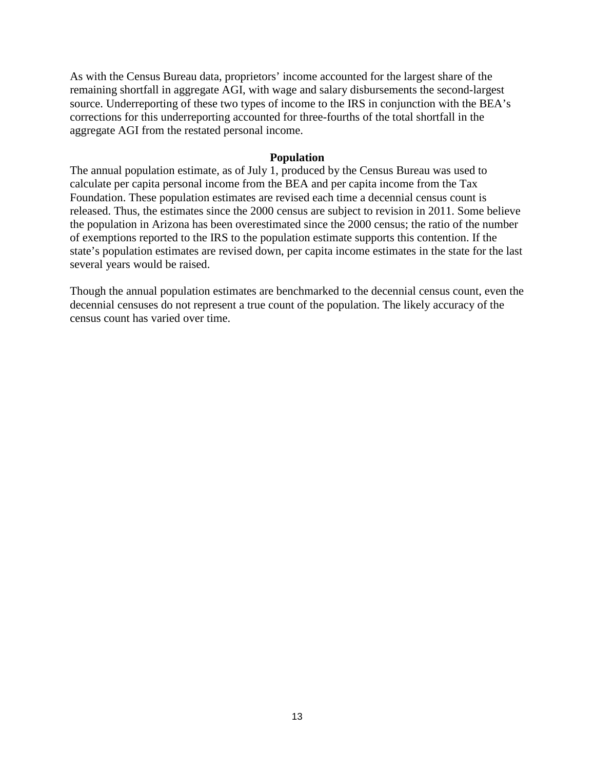As with the Census Bureau data, proprietors' income accounted for the largest share of the remaining shortfall in aggregate AGI, with wage and salary disbursements the second-largest source. Underreporting of these two types of income to the IRS in conjunction with the BEA's corrections for this underreporting accounted for three-fourths of the total shortfall in the aggregate AGI from the restated personal income.

## Population

The annual population estimate, as of July 1, produced by the Census Bureau was used to calculate per capita personal income from the BEA and per capita income from the Tax Foundation. These population estimates are revised each time a decennial census count is released. Thus, the estimates since the 2000 census are subject to revision in 2011. Some believe the population in Arizona has been overestimated since the 2000 census; the ratio of the number of exemptions reported to the IRS to the population estimate supports this contention. If the state's population estimates are revised down, per capita income estimates in the state for the last several years would be raised.

Though the annual population estimates are benchmarked to the decennial census count, even the decennial censuses do not represent a true count of the population. The likely accuracy of the census count has varied over time.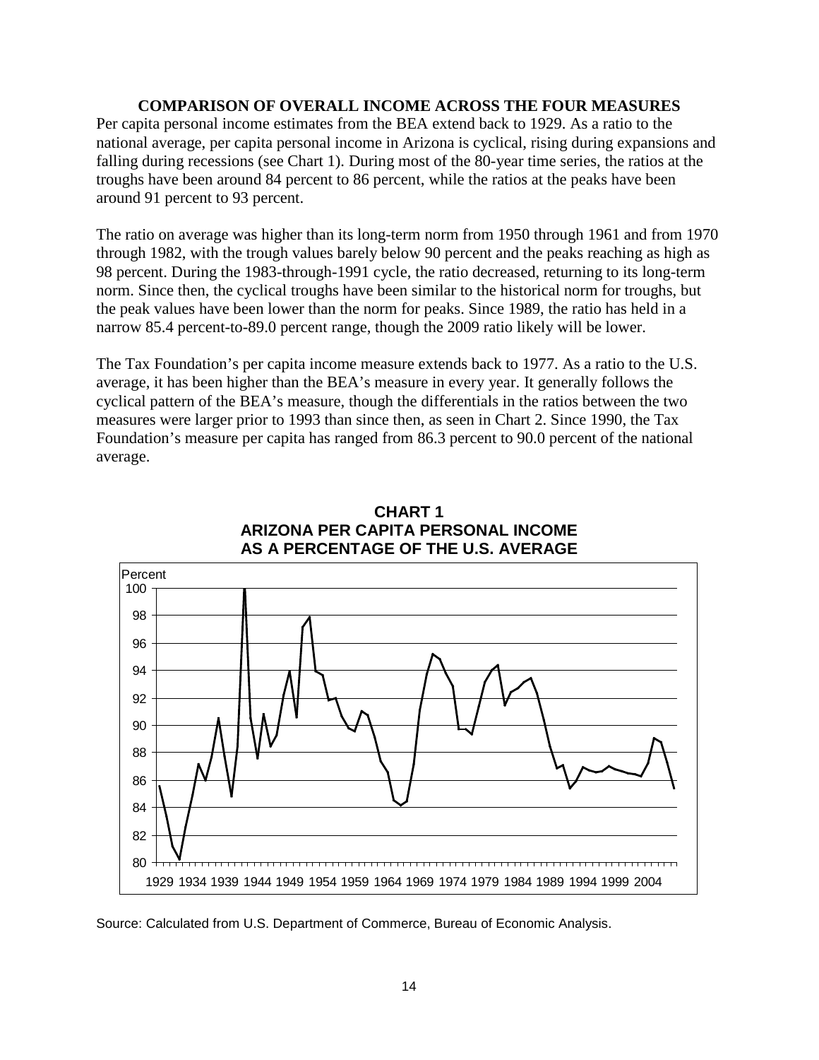## COMPARISON OF OVERALL INCOME ACROSS THE FOUR MEASURES

Per capita personal income estimates from the BEA extend back to 1929. As a ratio to the national average, per capita personal income in Arizona is cyclical, rising during expansions and falling during recessions (see Chart 1). During most of the 80-year time series, the ratios at the troughs have been around 84 percent to 86 percent, while the ratios at the peaks have been around 91 percent to 93 percent.

The ratio on average was higher than its long-term norm from 1950 through 1961 and from 1970 through 1982, with the trough values barely below 90 percent and the peaks reaching as high as 98 percent. During the 1983-through-1991 cycle, the ratio decreased, returning to its long-term norm. Since then, the cyclical troughs have been similar to the historical norm for troughs, but the peak values have been lower than the norm for peaks. Since 1989, the ratio has held in a narrow 85.4 percent-to-89.0 percent range, though the 2009 ratio likely will be lower.

The Tax Foundation's per capita income measure extends back to 1977. As a ratio to the U.S. average, it has been higher than the BEA's measure in every year. It generally follows the cyclical pattern of the BEA's measure, though the differentials in the ratios between the two measures were larger prior to 1993 than since then, as seen in Chart 2. Since 1990, the Tax Foundation's measure per capita has ranged from 86.3 percent to 90.0 percent of the national average.

**CHART 1**
**ARIZONA PER CAPITA PERSONAL INCOME AS A PERCENTAGE OF THE U.S. AVERAGE**

Source: Calculated from U.S. Department of Commerce, Bureau of Economic Analysis.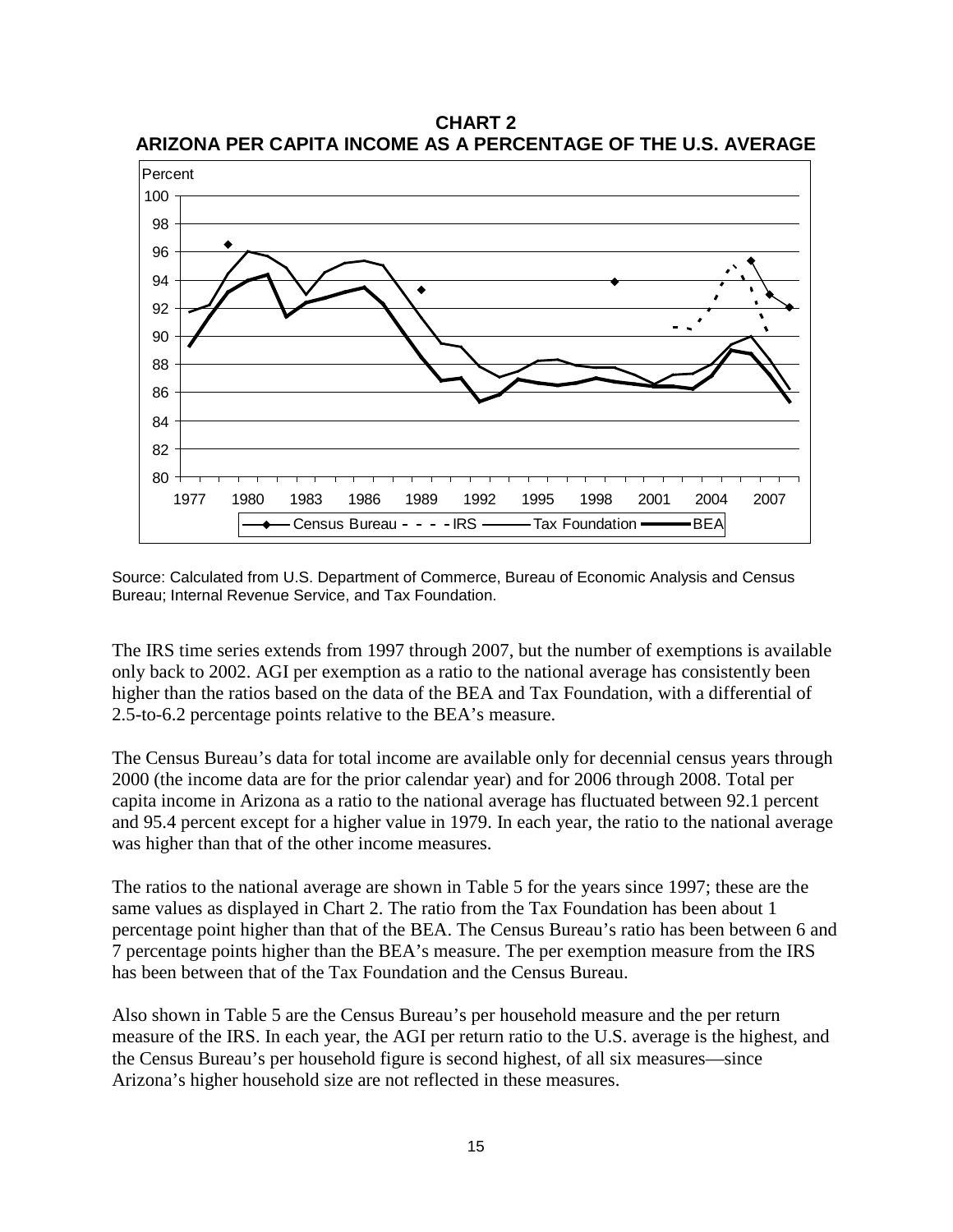**CHART 2**
**ARIZONA PER CAPITA INCOME AS A PERCENTAGE OF THE U.S. AVERAGE**

Source: Calculated from U.S. Department of Commerce, Bureau of Economic Analysis and Census Bureau; Internal Revenue Service, and Tax Foundation.

The IRS time series extends from 1997 through 2007, but the number of exemptions is available only back to 2002. AGI per exemption as a ratio to the national average has consistently been higher than the ratios based on the data of the BEA and Tax Foundation, with a differential of 2.5-to-6.2 percentage points relative to the BEA's measure.

The Census Bureau's data for total income are available only for decennial census years through 2000 (the income data are for the prior calendar year) and for 2006 through 2008. Total per capita income in Arizona as a ratio to the national average has fluctuated between 92.1 percent and 95.4 percent except for a higher value in 1979. In each year, the ratio to the national average was higher than that of the other income measures.

The ratios to the national average are shown in Table 5 for the years since 1997; these are the same values as displayed in Chart 2. The ratio from the Tax Foundation has been about 1 percentage point higher than that of the BEA. The Census Bureau's ratio has been between 6 and 7 percentage points higher than the BEA's measure. The per exemption measure from the IRS has been between that of the Tax Foundation and the Census Bureau.

Also shown in Table 5 are the Census Bureau's per household measure and the per return measure of the IRS. In each year, the AGI per return ratio to the U.S. average is the highest, and the Census Bureau's per household figure is second highest, of all six measures—since Arizona's higher household size are not reflected in these measures.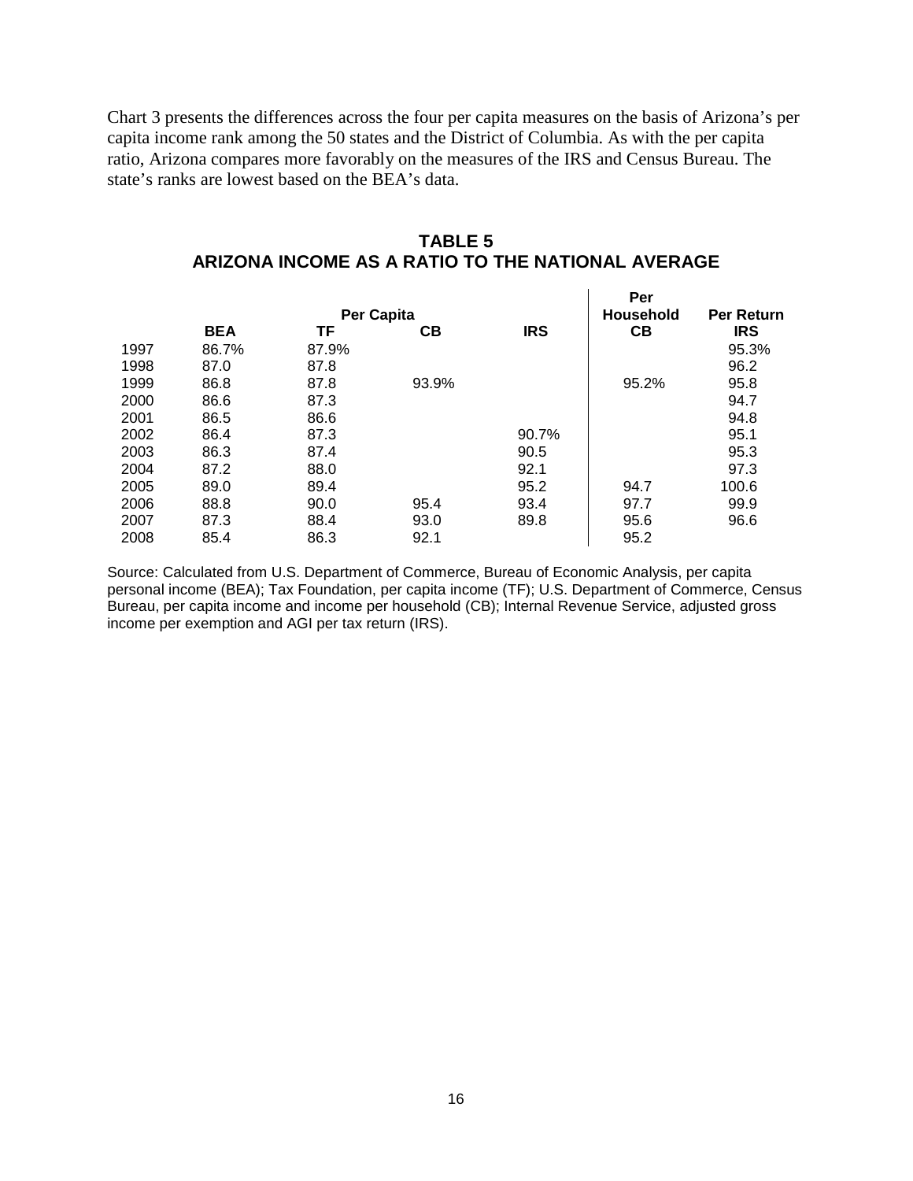Chart 3 presents the differences across the four per capita measures on the basis of Arizona's per capita income rank among the 50 states and the District of Columbia. As with the per capita ratio, Arizona compares more favorably on the measures of the IRS and Census Bureau. The state's ranks are lowest based on the BEA's data.

## TABLE 5
## ARIZONA INCOME AS A RATIO TO THE NATIONAL AVERAGE

| | Per Capita | | | | Per Household | Per Return |
|---|---|---|---|---|---|---|
| | **BEA** | **TF** | **CB** | **IRS** | **CB** | **IRS** |
| 1997 | 86.7% | 87.9% | | | | 95.3% |
| 1998 | 87.0 | 87.8 | | | | 96.2 |
| 1999 | 86.8 | 87.8 | 93.9% | | 95.2% | 95.8 |
| 2000 | 86.6 | 87.3 | | | | 94.7 |
| 2001 | 86.5 | 86.6 | | | | 94.8 |
| 2002 | 86.4 | 87.3 | | 90.7% | | 95.1 |
| 2003 | 86.3 | 87.4 | | 90.5 | | 95.3 |
| 2004 | 87.2 | 88.0 | | 92.1 | | 97.3 |
| 2005 | 89.0 | 89.4 | | 95.2 | 94.7 | 100.6 |
| 2006 | 88.8 | 90.0 | 95.4 | 93.4 | 97.7 | 99.9 |
| 2007 | 87.3 | 88.4 | 93.0 | 89.8 | 95.6 | 96.6 |
| 2008 | 85.4 | 86.3 | 92.1 | | 95.2 | |

Source: Calculated from U.S. Department of Commerce, Bureau of Economic Analysis, per capita personal income (BEA); Tax Foundation, per capita income (TF); U.S. Department of Commerce, Census Bureau, per capita income and income per household (CB); Internal Revenue Service, adjusted gross income per exemption and AGI per tax return (IRS).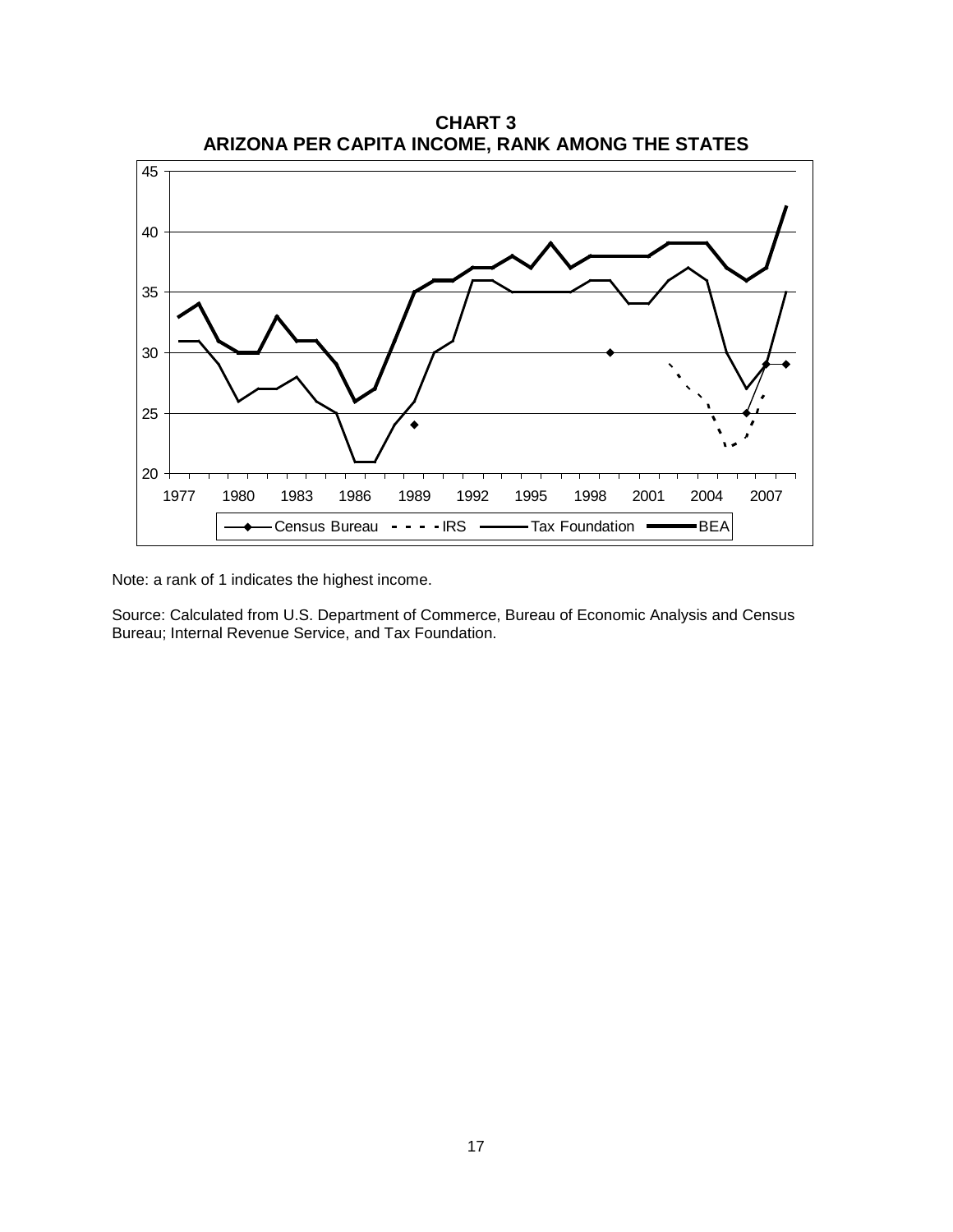**CHART 3**
**ARIZONA PER CAPITA INCOME, RANK AMONG THE STATES**

Note: a rank of 1 indicates the highest income.

Source: Calculated from U.S. Department of Commerce, Bureau of Economic Analysis and Census Bureau; Internal Revenue Service, and Tax Foundation.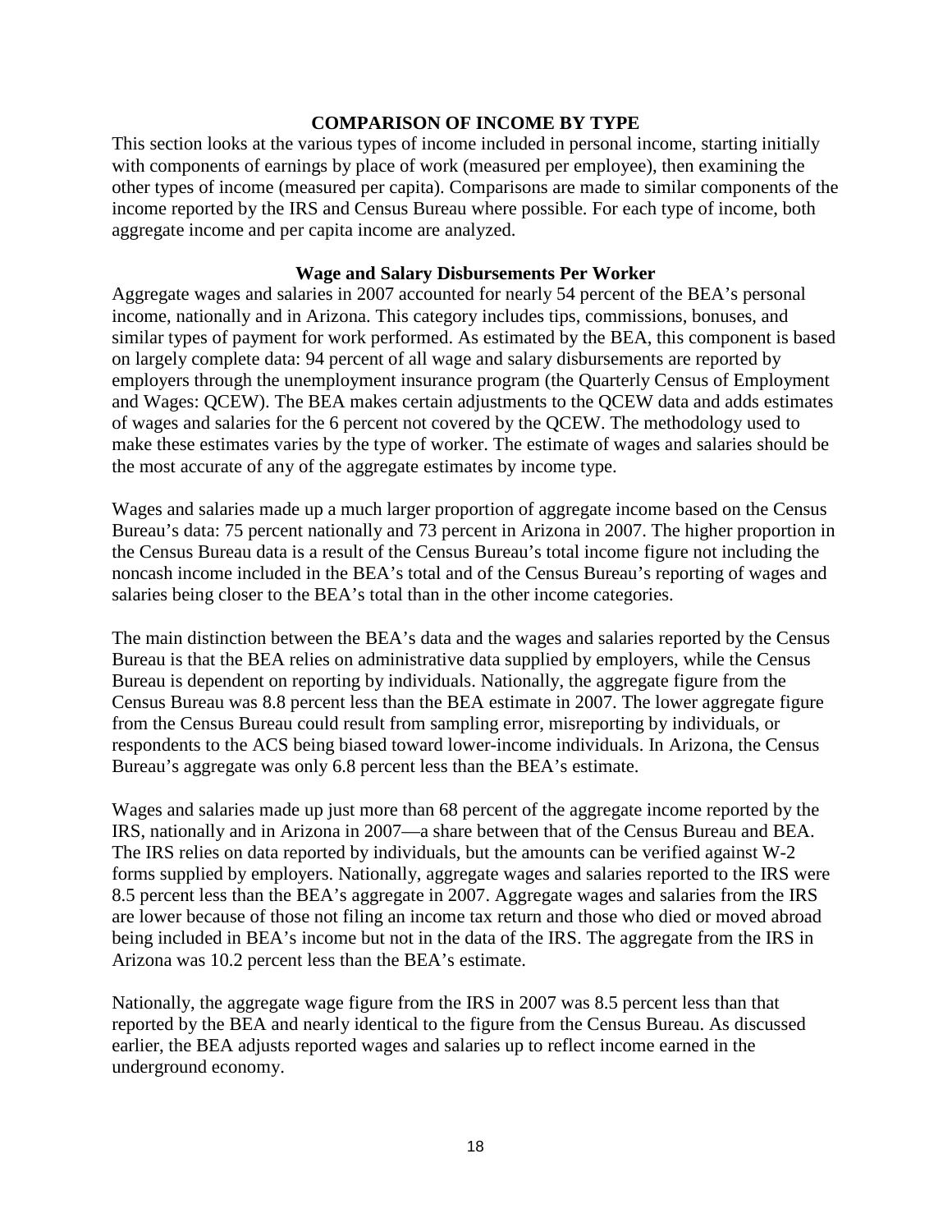## COMPARISON OF INCOME BY TYPE

This section looks at the various types of income included in personal income, starting initially with components of earnings by place of work (measured per employee), then examining the other types of income (measured per capita). Comparisons are made to similar components of the income reported by the IRS and Census Bureau where possible. For each type of income, both aggregate income and per capita income are analyzed.

### Wage and Salary Disbursements Per Worker

Aggregate wages and salaries in 2007 accounted for nearly 54 percent of the BEA's personal income, nationally and in Arizona. This category includes tips, commissions, bonuses, and similar types of payment for work performed. As estimated by the BEA, this component is based on largely complete data: 94 percent of all wage and salary disbursements are reported by employers through the unemployment insurance program (the Quarterly Census of Employment and Wages: QCEW). The BEA makes certain adjustments to the QCEW data and adds estimates of wages and salaries for the 6 percent not covered by the QCEW. The methodology used to make these estimates varies by the type of worker. The estimate of wages and salaries should be the most accurate of any of the aggregate estimates by income type.

Wages and salaries made up a much larger proportion of aggregate income based on the Census Bureau's data: 75 percent nationally and 73 percent in Arizona in 2007. The higher proportion in the Census Bureau data is a result of the Census Bureau's total income figure not including the noncash income included in the BEA's total and of the Census Bureau's reporting of wages and salaries being closer to the BEA's total than in the other income categories.

The main distinction between the BEA's data and the wages and salaries reported by the Census Bureau is that the BEA relies on administrative data supplied by employers, while the Census Bureau is dependent on reporting by individuals. Nationally, the aggregate figure from the Census Bureau was 8.8 percent less than the BEA estimate in 2007. The lower aggregate figure from the Census Bureau could result from sampling error, misreporting by individuals, or respondents to the ACS being biased toward lower-income individuals. In Arizona, the Census Bureau's aggregate was only 6.8 percent less than the BEA's estimate.

Wages and salaries made up just more than 68 percent of the aggregate income reported by the IRS, nationally and in Arizona in 2007—a share between that of the Census Bureau and BEA. The IRS relies on data reported by individuals, but the amounts can be verified against W-2 forms supplied by employers. Nationally, aggregate wages and salaries reported to the IRS were 8.5 percent less than the BEA's aggregate in 2007. Aggregate wages and salaries from the IRS are lower because of those not filing an income tax return and those who died or moved abroad being included in BEA's income but not in the data of the IRS. The aggregate from the IRS in Arizona was 10.2 percent less than the BEA's estimate.

Nationally, the aggregate wage figure from the IRS in 2007 was 8.5 percent less than that reported by the BEA and nearly identical to the figure from the Census Bureau. As discussed earlier, the BEA adjusts reported wages and salaries up to reflect income earned in the underground economy.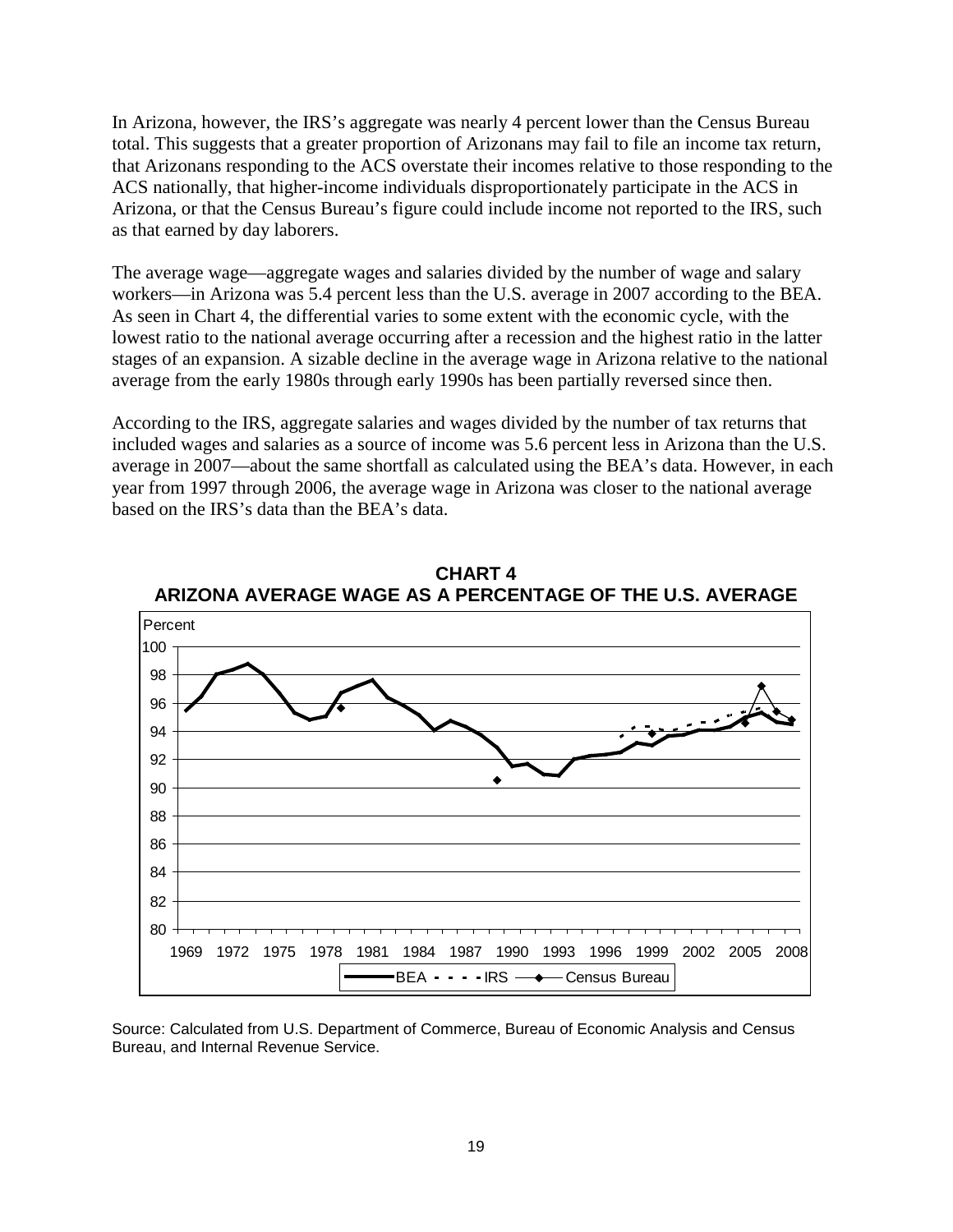In Arizona, however, the IRS's aggregate was nearly 4 percent lower than the Census Bureau total. This suggests that a greater proportion of Arizonans may fail to file an income tax return, that Arizonans responding to the ACS overstate their incomes relative to those responding to the ACS nationally, that higher-income individuals disproportionately participate in the ACS in Arizona, or that the Census Bureau's figure could include income not reported to the IRS, such as that earned by day laborers.

The average wage—aggregate wages and salaries divided by the number of wage and salary workers—in Arizona was 5.4 percent less than the U.S. average in 2007 according to the BEA. As seen in Chart 4, the differential varies to some extent with the economic cycle, with the lowest ratio to the national average occurring after a recession and the highest ratio in the latter stages of an expansion. A sizable decline in the average wage in Arizona relative to the national average from the early 1980s through early 1990s has been partially reversed since then.

According to the IRS, aggregate salaries and wages divided by the number of tax returns that included wages and salaries as a source of income was 5.6 percent less in Arizona than the U.S. average in 2007—about the same shortfall as calculated using the BEA's data. However, in each year from 1997 through 2006, the average wage in Arizona was closer to the national average based on the IRS's data than the BEA's data.

**CHART 4**
**ARIZONA AVERAGE WAGE AS A PERCENTAGE OF THE U.S. AVERAGE**

Source: Calculated from U.S. Department of Commerce, Bureau of Economic Analysis and Census Bureau, and Internal Revenue Service.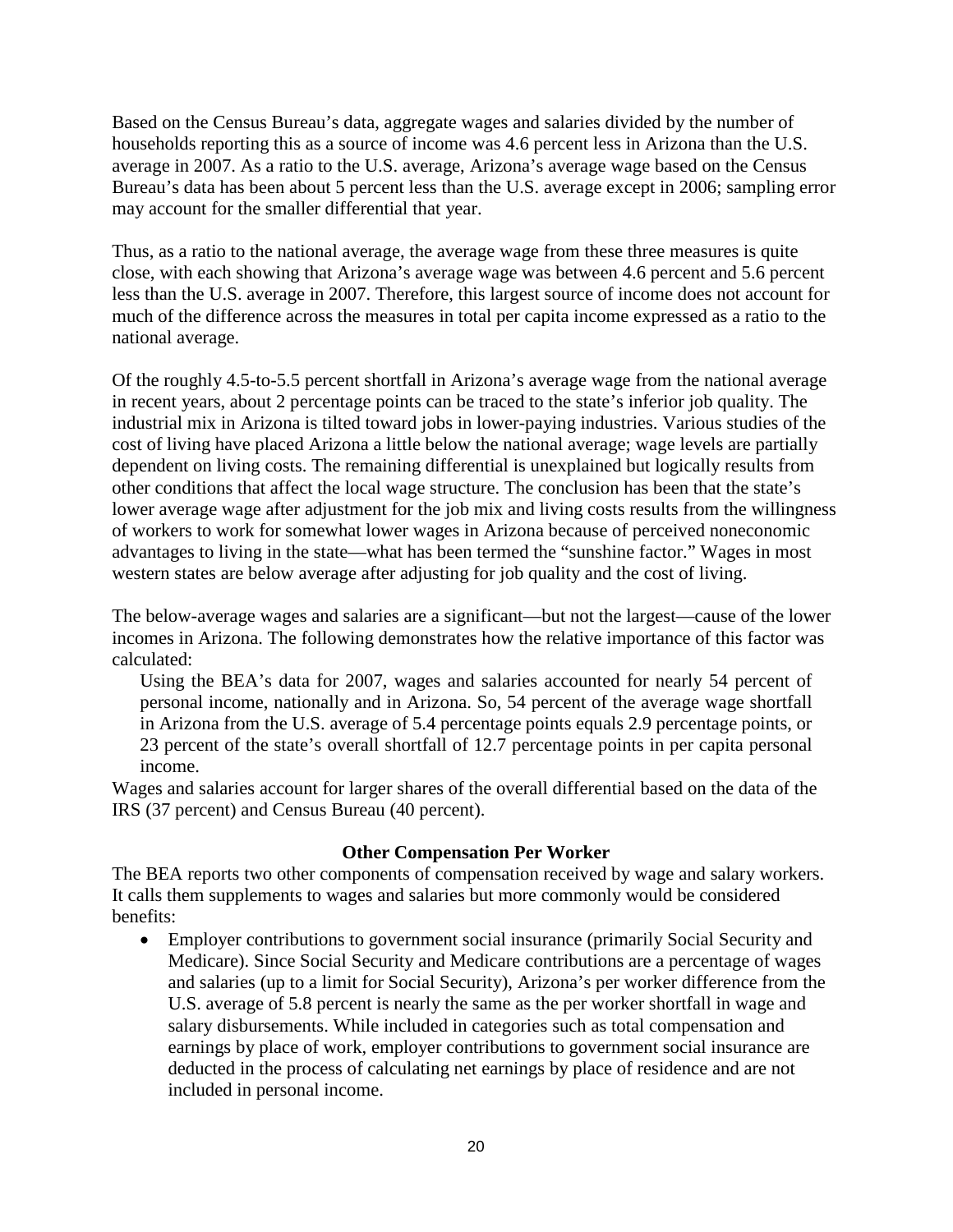Based on the Census Bureau's data, aggregate wages and salaries divided by the number of households reporting this as a source of income was 4.6 percent less in Arizona than the U.S. average in 2007. As a ratio to the U.S. average, Arizona's average wage based on the Census Bureau's data has been about 5 percent less than the U.S. average except in 2006; sampling error may account for the smaller differential that year.

Thus, as a ratio to the national average, the average wage from these three measures is quite close, with each showing that Arizona's average wage was between 4.6 percent and 5.6 percent less than the U.S. average in 2007. Therefore, this largest source of income does not account for much of the difference across the measures in total per capita income expressed as a ratio to the national average.

Of the roughly 4.5-to-5.5 percent shortfall in Arizona's average wage from the national average in recent years, about 2 percentage points can be traced to the state's inferior job quality. The industrial mix in Arizona is tilted toward jobs in lower-paying industries. Various studies of the cost of living have placed Arizona a little below the national average; wage levels are partially dependent on living costs. The remaining differential is unexplained but logically results from other conditions that affect the local wage structure. The conclusion has been that the state's lower average wage after adjustment for the job mix and living costs results from the willingness of workers to work for somewhat lower wages in Arizona because of perceived noneconomic advantages to living in the state—what has been termed the "sunshine factor." Wages in most western states are below average after adjusting for job quality and the cost of living.

The below-average wages and salaries are a significant—but not the largest—cause of the lower incomes in Arizona. The following demonstrates how the relative importance of this factor was calculated:

> Using the BEA's data for 2007, wages and salaries accounted for nearly 54 percent of personal income, nationally and in Arizona. So, 54 percent of the average wage shortfall in Arizona from the U.S. average of 5.4 percentage points equals 2.9 percentage points, or 23 percent of the state's overall shortfall of 12.7 percentage points in per capita personal income.

Wages and salaries account for larger shares of the overall differential based on the data of the IRS (37 percent) and Census Bureau (40 percent).

### Other Compensation Per Worker

The BEA reports two other components of compensation received by wage and salary workers. It calls them supplements to wages and salaries but more commonly would be considered benefits:

- Employer contributions to government social insurance (primarily Social Security and Medicare). Since Social Security and Medicare contributions are a percentage of wages and salaries (up to a limit for Social Security), Arizona's per worker difference from the U.S. average of 5.8 percent is nearly the same as the per worker shortfall in wage and salary disbursements. While included in categories such as total compensation and earnings by place of work, employer contributions to government social insurance are deducted in the process of calculating net earnings by place of residence and are not included in personal income.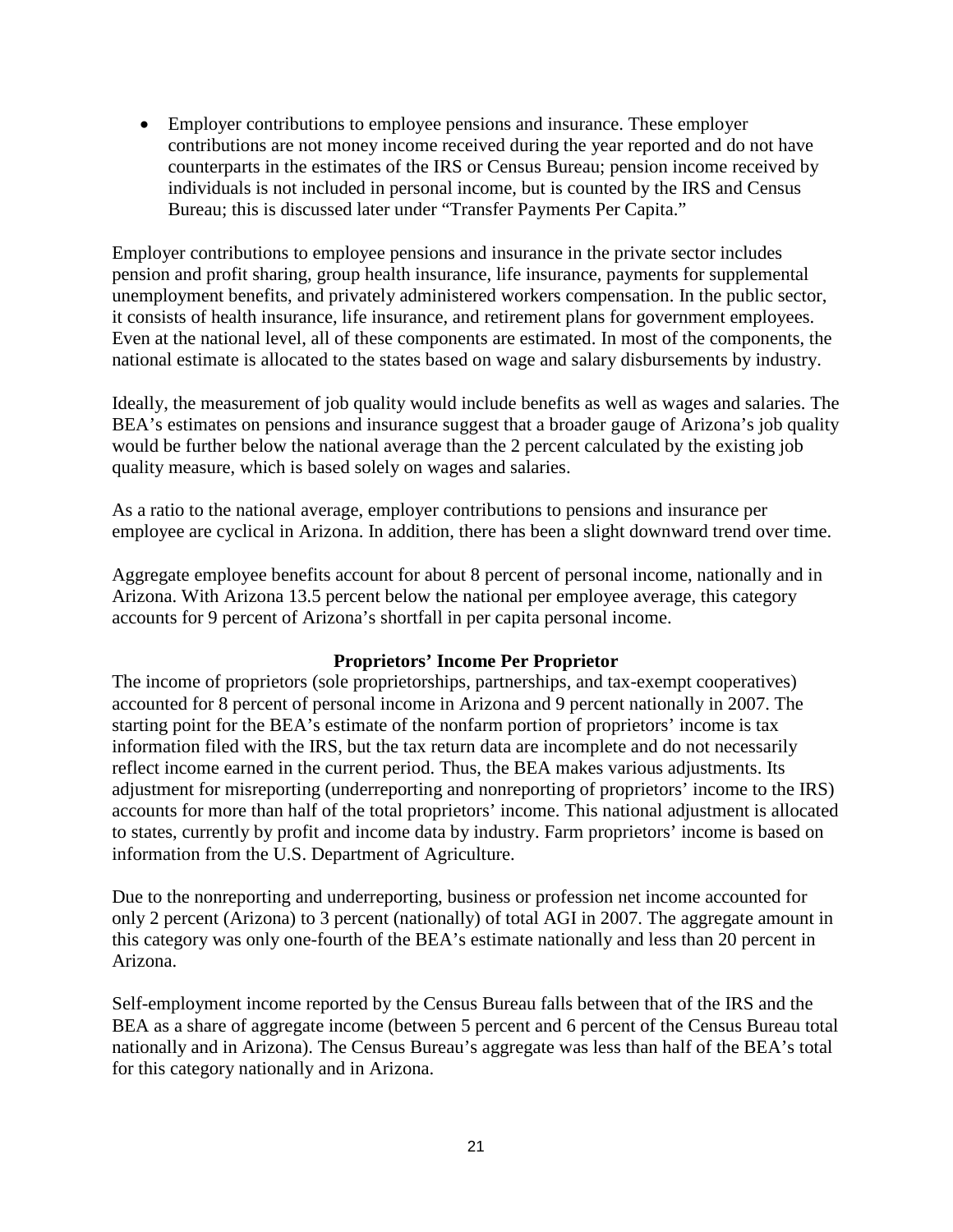- Employer contributions to employee pensions and insurance. These employer contributions are not money income received during the year reported and do not have counterparts in the estimates of the IRS or Census Bureau; pension income received by individuals is not included in personal income, but is counted by the IRS and Census Bureau; this is discussed later under "Transfer Payments Per Capita."

Employer contributions to employee pensions and insurance in the private sector includes pension and profit sharing, group health insurance, life insurance, payments for supplemental unemployment benefits, and privately administered workers compensation. In the public sector, it consists of health insurance, life insurance, and retirement plans for government employees. Even at the national level, all of these components are estimated. In most of the components, the national estimate is allocated to the states based on wage and salary disbursements by industry.

Ideally, the measurement of job quality would include benefits as well as wages and salaries. The BEA's estimates on pensions and insurance suggest that a broader gauge of Arizona's job quality would be further below the national average than the 2 percent calculated by the existing job quality measure, which is based solely on wages and salaries.

As a ratio to the national average, employer contributions to pensions and insurance per employee are cyclical in Arizona. In addition, there has been a slight downward trend over time.

Aggregate employee benefits account for about 8 percent of personal income, nationally and in Arizona. With Arizona 13.5 percent below the national per employee average, this category accounts for 9 percent of Arizona's shortfall in per capita personal income.

### Proprietors' Income Per Proprietor

The income of proprietors (sole proprietorships, partnerships, and tax-exempt cooperatives) accounted for 8 percent of personal income in Arizona and 9 percent nationally in 2007. The starting point for the BEA's estimate of the nonfarm portion of proprietors' income is tax information filed with the IRS, but the tax return data are incomplete and do not necessarily reflect income earned in the current period. Thus, the BEA makes various adjustments. Its adjustment for misreporting (underreporting and nonreporting of proprietors' income to the IRS) accounts for more than half of the total proprietors' income. This national adjustment is allocated to states, currently by profit and income data by industry. Farm proprietors' income is based on information from the U.S. Department of Agriculture.

Due to the nonreporting and underreporting, business or profession net income accounted for only 2 percent (Arizona) to 3 percent (nationally) of total AGI in 2007. The aggregate amount in this category was only one-fourth of the BEA's estimate nationally and less than 20 percent in Arizona.

Self-employment income reported by the Census Bureau falls between that of the IRS and the BEA as a share of aggregate income (between 5 percent and 6 percent of the Census Bureau total nationally and in Arizona). The Census Bureau's aggregate was less than half of the BEA's total for this category nationally and in Arizona.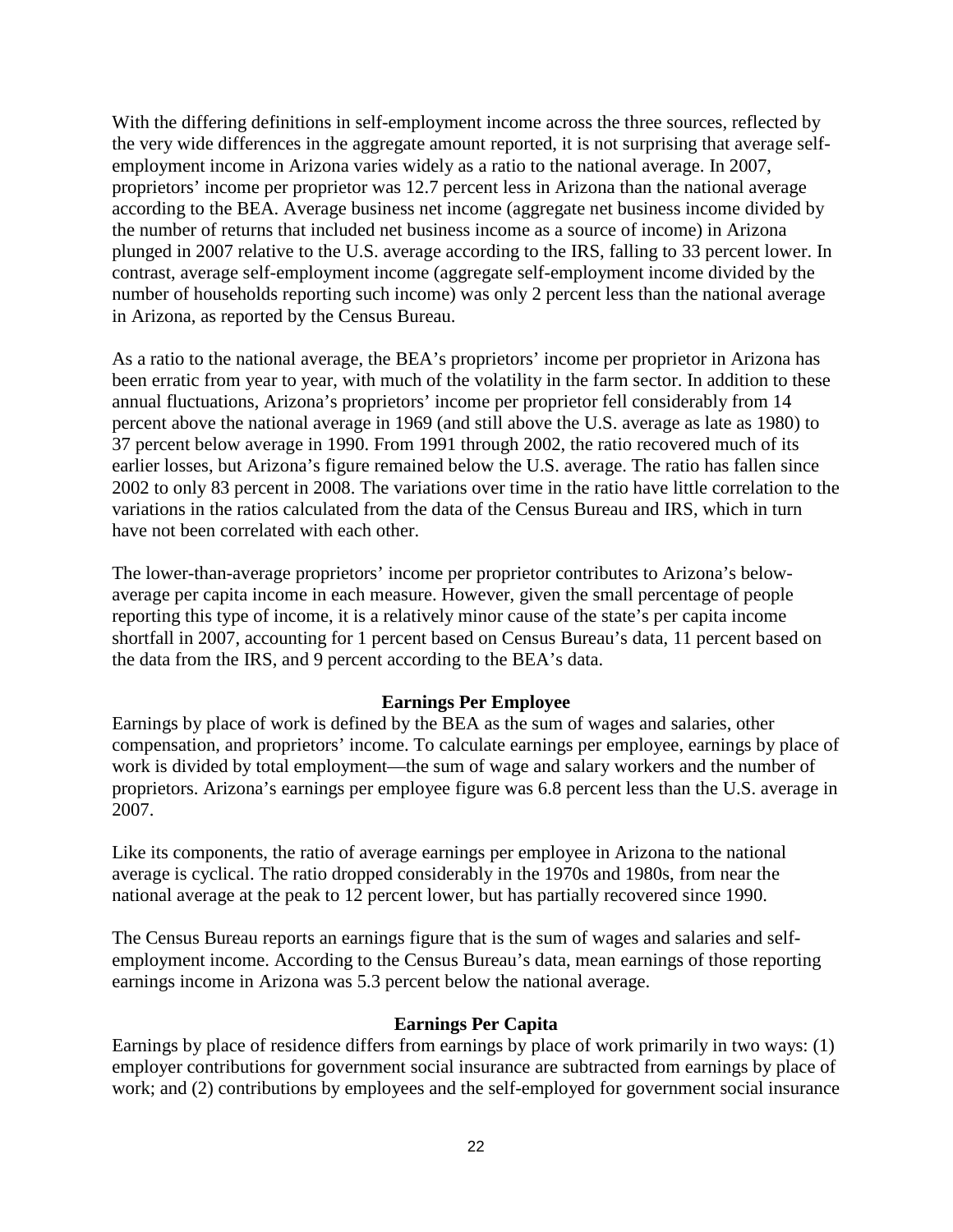With the differing definitions in self-employment income across the three sources, reflected by the very wide differences in the aggregate amount reported, it is not surprising that average self-employment income in Arizona varies widely as a ratio to the national average. In 2007, proprietors' income per proprietor was 12.7 percent less in Arizona than the national average according to the BEA. Average business net income (aggregate net business income divided by the number of returns that included net business income as a source of income) in Arizona plunged in 2007 relative to the U.S. average according to the IRS, falling to 33 percent lower. In contrast, average self-employment income (aggregate self-employment income divided by the number of households reporting such income) was only 2 percent less than the national average in Arizona, as reported by the Census Bureau.

As a ratio to the national average, the BEA's proprietors' income per proprietor in Arizona has been erratic from year to year, with much of the volatility in the farm sector. In addition to these annual fluctuations, Arizona's proprietors' income per proprietor fell considerably from 14 percent above the national average in 1969 (and still above the U.S. average as late as 1980) to 37 percent below average in 1990. From 1991 through 2002, the ratio recovered much of its earlier losses, but Arizona's figure remained below the U.S. average. The ratio has fallen since 2002 to only 83 percent in 2008. The variations over time in the ratio have little correlation to the variations in the ratios calculated from the data of the Census Bureau and IRS, which in turn have not been correlated with each other.

The lower-than-average proprietors' income per proprietor contributes to Arizona's below-average per capita income in each measure. However, given the small percentage of people reporting this type of income, it is a relatively minor cause of the state's per capita income shortfall in 2007, accounting for 1 percent based on Census Bureau's data, 11 percent based on the data from the IRS, and 9 percent according to the BEA's data.

### Earnings Per Employee

Earnings by place of work is defined by the BEA as the sum of wages and salaries, other compensation, and proprietors' income. To calculate earnings per employee, earnings by place of work is divided by total employment—the sum of wage and salary workers and the number of proprietors. Arizona's earnings per employee figure was 6.8 percent less than the U.S. average in 2007.

Like its components, the ratio of average earnings per employee in Arizona to the national average is cyclical. The ratio dropped considerably in the 1970s and 1980s, from near the national average at the peak to 12 percent lower, but has partially recovered since 1990.

The Census Bureau reports an earnings figure that is the sum of wages and salaries and self-employment income. According to the Census Bureau's data, mean earnings of those reporting earnings income in Arizona was 5.3 percent below the national average.

### Earnings Per Capita

Earnings by place of residence differs from earnings by place of work primarily in two ways: (1) employer contributions for government social insurance are subtracted from earnings by place of work; and (2) contributions by employees and the self-employed for government social insurance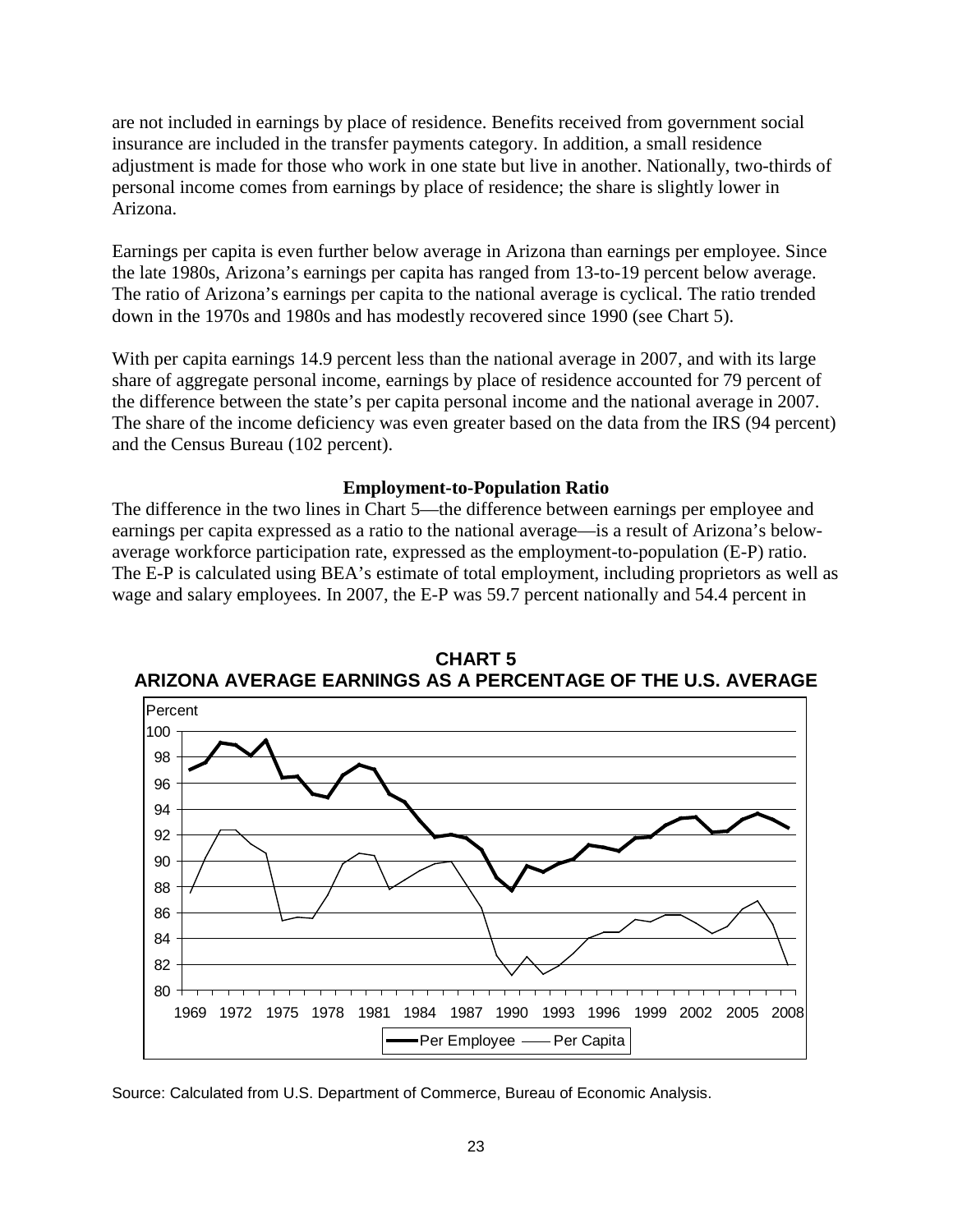are not included in earnings by place of residence. Benefits received from government social insurance are included in the transfer payments category. In addition, a small residence adjustment is made for those who work in one state but live in another. Nationally, two-thirds of personal income comes from earnings by place of residence; the share is slightly lower in Arizona.

Earnings per capita is even further below average in Arizona than earnings per employee. Since the late 1980s, Arizona's earnings per capita has ranged from 13-to-19 percent below average. The ratio of Arizona's earnings per capita to the national average is cyclical. The ratio trended down in the 1970s and 1980s and has modestly recovered since 1990 (see Chart 5).

With per capita earnings 14.9 percent less than the national average in 2007, and with its large share of aggregate personal income, earnings by place of residence accounted for 79 percent of the difference between the state's per capita personal income and the national average in 2007. The share of the income deficiency was even greater based on the data from the IRS (94 percent) and the Census Bureau (102 percent).

**Employment-to-Population Ratio**

The difference in the two lines in Chart 5—the difference between earnings per employee and earnings per capita expressed as a ratio to the national average—is a result of Arizona's below-average workforce participation rate, expressed as the employment-to-population (E-P) ratio. The E-P is calculated using BEA's estimate of total employment, including proprietors as well as wage and salary employees. In 2007, the E-P was 59.7 percent nationally and 54.4 percent in

**CHART 5**
**ARIZONA AVERAGE EARNINGS AS A PERCENTAGE OF THE U.S. AVERAGE**

Source: Calculated from U.S. Department of Commerce, Bureau of Economic Analysis.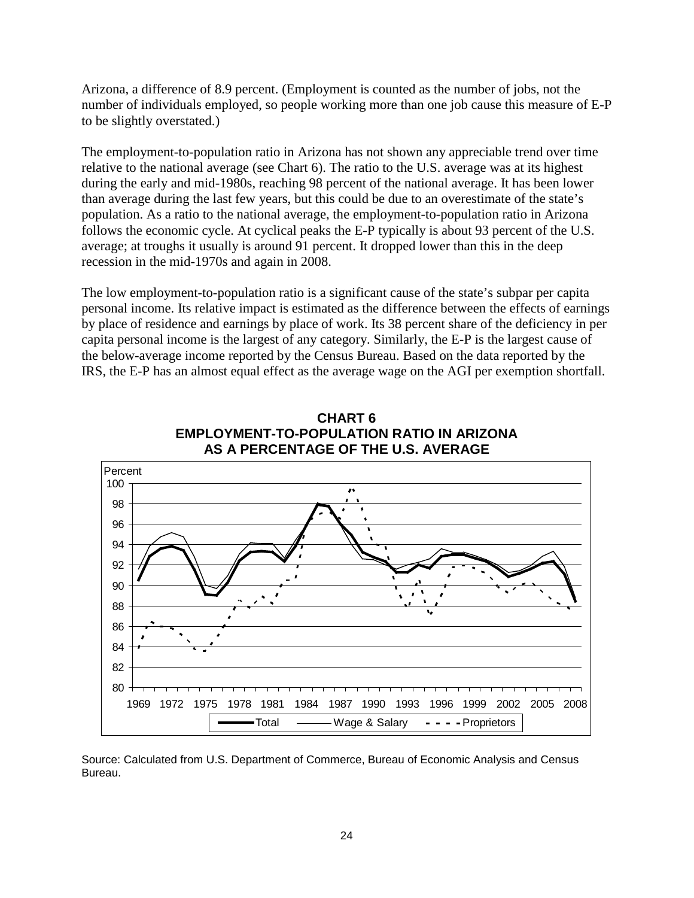Arizona, a difference of 8.9 percent. (Employment is counted as the number of jobs, not the number of individuals employed, so people working more than one job cause this measure of E-P to be slightly overstated.)

The employment-to-population ratio in Arizona has not shown any appreciable trend over time relative to the national average (see Chart 6). The ratio to the U.S. average was at its highest during the early and mid-1980s, reaching 98 percent of the national average. It has been lower than average during the last few years, but this could be due to an overestimate of the state's population. As a ratio to the national average, the employment-to-population ratio in Arizona follows the economic cycle. At cyclical peaks the E-P typically is about 93 percent of the U.S. average; at troughs it usually is around 91 percent. It dropped lower than this in the deep recession in the mid-1970s and again in 2008.

The low employment-to-population ratio is a significant cause of the state's subpar per capita personal income. Its relative impact is estimated as the difference between the effects of earnings by place of residence and earnings by place of work. Its 38 percent share of the deficiency in per capita personal income is the largest of any category. Similarly, the E-P is the largest cause of the below-average income reported by the Census Bureau. Based on the data reported by the IRS, the E-P has an almost equal effect as the average wage on the AGI per exemption shortfall.

**CHART 6**
**EMPLOYMENT-TO-POPULATION RATIO IN ARIZONA AS A PERCENTAGE OF THE U.S. AVERAGE**

Source: Calculated from U.S. Department of Commerce, Bureau of Economic Analysis and Census Bureau.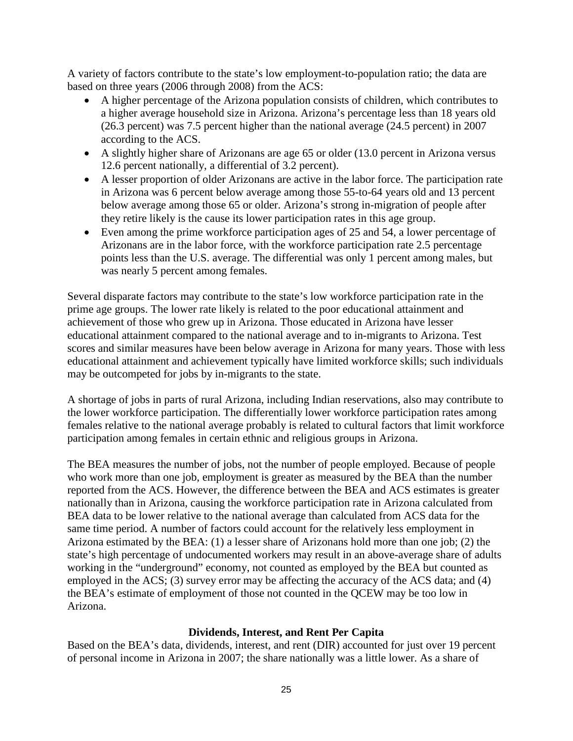A variety of factors contribute to the state's low employment-to-population ratio; the data are based on three years (2006 through 2008) from the ACS:

- A higher percentage of the Arizona population consists of children, which contributes to a higher average household size in Arizona. Arizona's percentage less than 18 years old (26.3 percent) was 7.5 percent higher than the national average (24.5 percent) in 2007 according to the ACS.
- A slightly higher share of Arizonans are age 65 or older (13.0 percent in Arizona versus 12.6 percent nationally, a differential of 3.2 percent).
- A lesser proportion of older Arizonans are active in the labor force. The participation rate in Arizona was 6 percent below average among those 55-to-64 years old and 13 percent below average among those 65 or older. Arizona's strong in-migration of people after they retire likely is the cause its lower participation rates in this age group.
- Even among the prime workforce participation ages of 25 and 54, a lower percentage of Arizonans are in the labor force, with the workforce participation rate 2.5 percentage points less than the U.S. average. The differential was only 1 percent among males, but was nearly 5 percent among females.

Several disparate factors may contribute to the state's low workforce participation rate in the prime age groups. The lower rate likely is related to the poor educational attainment and achievement of those who grew up in Arizona. Those educated in Arizona have lesser educational attainment compared to the national average and to in-migrants to Arizona. Test scores and similar measures have been below average in Arizona for many years. Those with less educational attainment and achievement typically have limited workforce skills; such individuals may be outcompeted for jobs by in-migrants to the state.

A shortage of jobs in parts of rural Arizona, including Indian reservations, also may contribute to the lower workforce participation. The differentially lower workforce participation rates among females relative to the national average probably is related to cultural factors that limit workforce participation among females in certain ethnic and religious groups in Arizona.

The BEA measures the number of jobs, not the number of people employed. Because of people who work more than one job, employment is greater as measured by the BEA than the number reported from the ACS. However, the difference between the BEA and ACS estimates is greater nationally than in Arizona, causing the workforce participation rate in Arizona calculated from BEA data to be lower relative to the national average than calculated from ACS data for the same time period. A number of factors could account for the relatively less employment in Arizona estimated by the BEA: (1) a lesser share of Arizonans hold more than one job; (2) the state's high percentage of undocumented workers may result in an above-average share of adults working in the "underground" economy, not counted as employed by the BEA but counted as employed in the ACS; (3) survey error may be affecting the accuracy of the ACS data; and (4) the BEA's estimate of employment of those not counted in the QCEW may be too low in Arizona.

### Dividends, Interest, and Rent Per Capita

Based on the BEA's data, dividends, interest, and rent (DIR) accounted for just over 19 percent of personal income in Arizona in 2007; the share nationally was a little lower. As a share of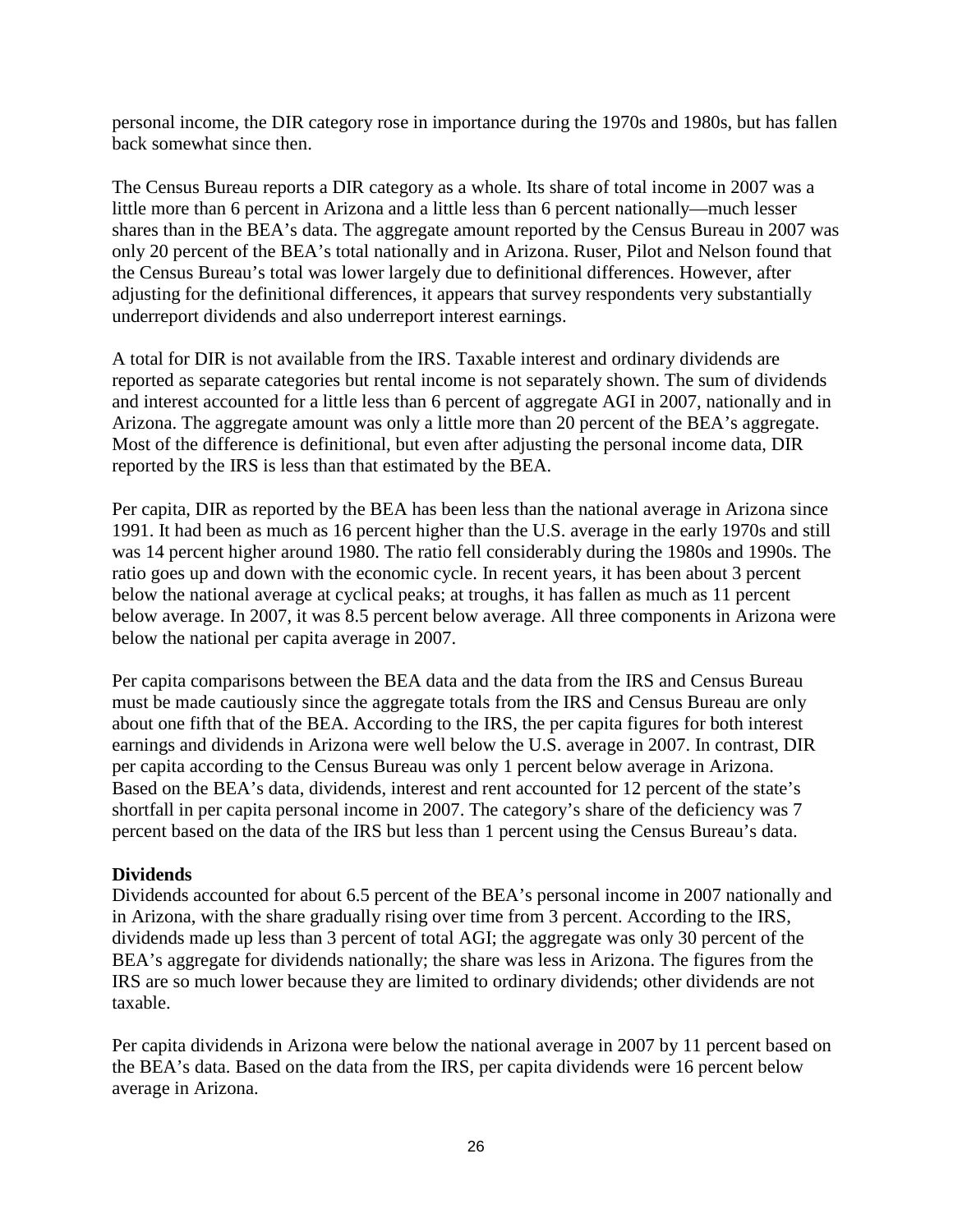personal income, the DIR category rose in importance during the 1970s and 1980s, but has fallen back somewhat since then.

The Census Bureau reports a DIR category as a whole. Its share of total income in 2007 was a little more than 6 percent in Arizona and a little less than 6 percent nationally—much lesser shares than in the BEA's data. The aggregate amount reported by the Census Bureau in 2007 was only 20 percent of the BEA's total nationally and in Arizona. Ruser, Pilot and Nelson found that the Census Bureau's total was lower largely due to definitional differences. However, after adjusting for the definitional differences, it appears that survey respondents very substantially underreport dividends and also underreport interest earnings.

A total for DIR is not available from the IRS. Taxable interest and ordinary dividends are reported as separate categories but rental income is not separately shown. The sum of dividends and interest accounted for a little less than 6 percent of aggregate AGI in 2007, nationally and in Arizona. The aggregate amount was only a little more than 20 percent of the BEA's aggregate. Most of the difference is definitional, but even after adjusting the personal income data, DIR reported by the IRS is less than that estimated by the BEA.

Per capita, DIR as reported by the BEA has been less than the national average in Arizona since 1991. It had been as much as 16 percent higher than the U.S. average in the early 1970s and still was 14 percent higher around 1980. The ratio fell considerably during the 1980s and 1990s. The ratio goes up and down with the economic cycle. In recent years, it has been about 3 percent below the national average at cyclical peaks; at troughs, it has fallen as much as 11 percent below average. In 2007, it was 8.5 percent below average. All three components in Arizona were below the national per capita average in 2007.

Per capita comparisons between the BEA data and the data from the IRS and Census Bureau must be made cautiously since the aggregate totals from the IRS and Census Bureau are only about one fifth that of the BEA. According to the IRS, the per capita figures for both interest earnings and dividends in Arizona were well below the U.S. average in 2007. In contrast, DIR per capita according to the Census Bureau was only 1 percent below average in Arizona. Based on the BEA's data, dividends, interest and rent accounted for 12 percent of the state's shortfall in per capita personal income in 2007. The category's share of the deficiency was 7 percent based on the data of the IRS but less than 1 percent using the Census Bureau's data.

**Dividends**

Dividends accounted for about 6.5 percent of the BEA's personal income in 2007 nationally and in Arizona, with the share gradually rising over time from 3 percent. According to the IRS, dividends made up less than 3 percent of total AGI; the aggregate was only 30 percent of the BEA's aggregate for dividends nationally; the share was less in Arizona. The figures from the IRS are so much lower because they are limited to ordinary dividends; other dividends are not taxable.

Per capita dividends in Arizona were below the national average in 2007 by 11 percent based on the BEA's data. Based on the data from the IRS, per capita dividends were 16 percent below average in Arizona.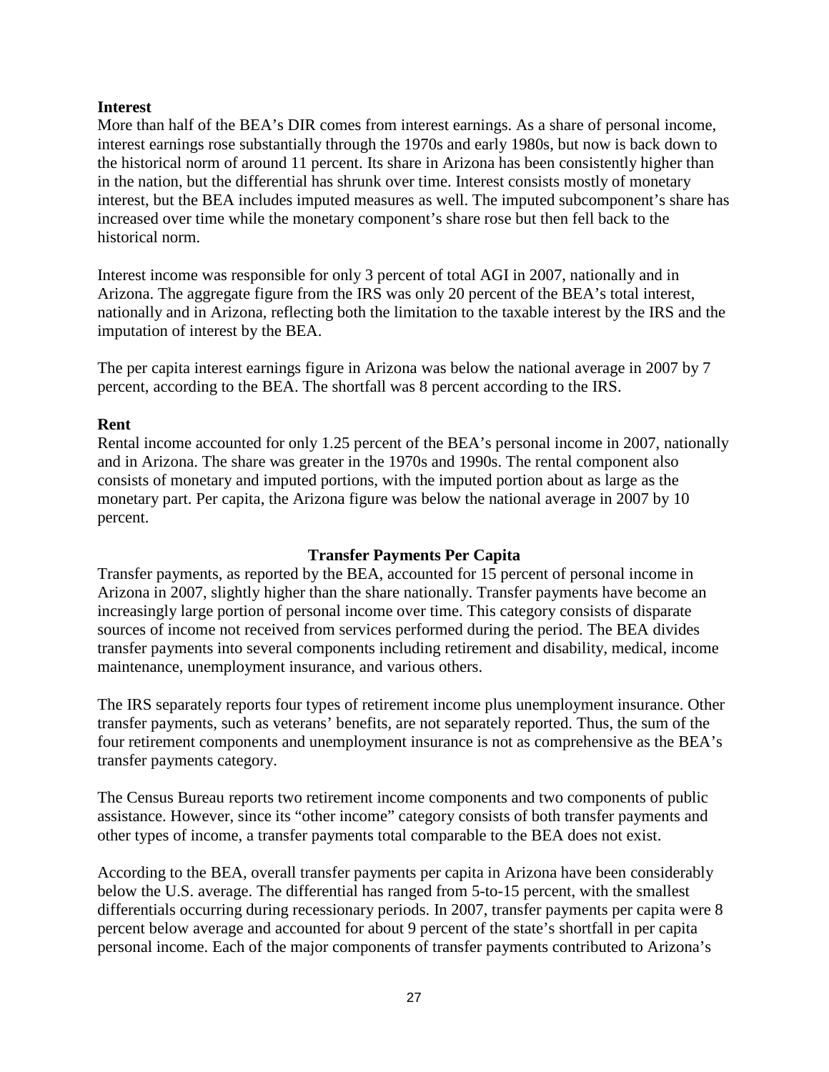### Interest

More than half of the BEA's DIR comes from interest earnings. As a share of personal income, interest earnings rose substantially through the 1970s and early 1980s, but now is back down to the historical norm of around 11 percent. Its share in Arizona has been consistently higher than in the nation, but the differential has shrunk over time. Interest consists mostly of monetary interest, but the BEA includes imputed measures as well. The imputed subcomponent's share has increased over time while the monetary component's share rose but then fell back to the historical norm.

Interest income was responsible for only 3 percent of total AGI in 2007, nationally and in Arizona. The aggregate figure from the IRS was only 20 percent of the BEA's total interest, nationally and in Arizona, reflecting both the limitation to the taxable interest by the IRS and the imputation of interest by the BEA.

The per capita interest earnings figure in Arizona was below the national average in 2007 by 7 percent, according to the BEA. The shortfall was 8 percent according to the IRS.

### Rent

Rental income accounted for only 1.25 percent of the BEA's personal income in 2007, nationally and in Arizona. The share was greater in the 1970s and 1990s. The rental component also consists of monetary and imputed portions, with the imputed portion about as large as the monetary part. Per capita, the Arizona figure was below the national average in 2007 by 10 percent.

## Transfer Payments Per Capita

Transfer payments, as reported by the BEA, accounted for 15 percent of personal income in Arizona in 2007, slightly higher than the share nationally. Transfer payments have become an increasingly large portion of personal income over time. This category consists of disparate sources of income not received from services performed during the period. The BEA divides transfer payments into several components including retirement and disability, medical, income maintenance, unemployment insurance, and various others.

The IRS separately reports four types of retirement income plus unemployment insurance. Other transfer payments, such as veterans' benefits, are not separately reported. Thus, the sum of the four retirement components and unemployment insurance is not as comprehensive as the BEA's transfer payments category.

The Census Bureau reports two retirement income components and two components of public assistance. However, since its "other income" category consists of both transfer payments and other types of income, a transfer payments total comparable to the BEA does not exist.

According to the BEA, overall transfer payments per capita in Arizona have been considerably below the U.S. average. The differential has ranged from 5-to-15 percent, with the smallest differentials occurring during recessionary periods. In 2007, transfer payments per capita were 8 percent below average and accounted for about 9 percent of the state's shortfall in per capita personal income. Each of the major components of transfer payments contributed to Arizona's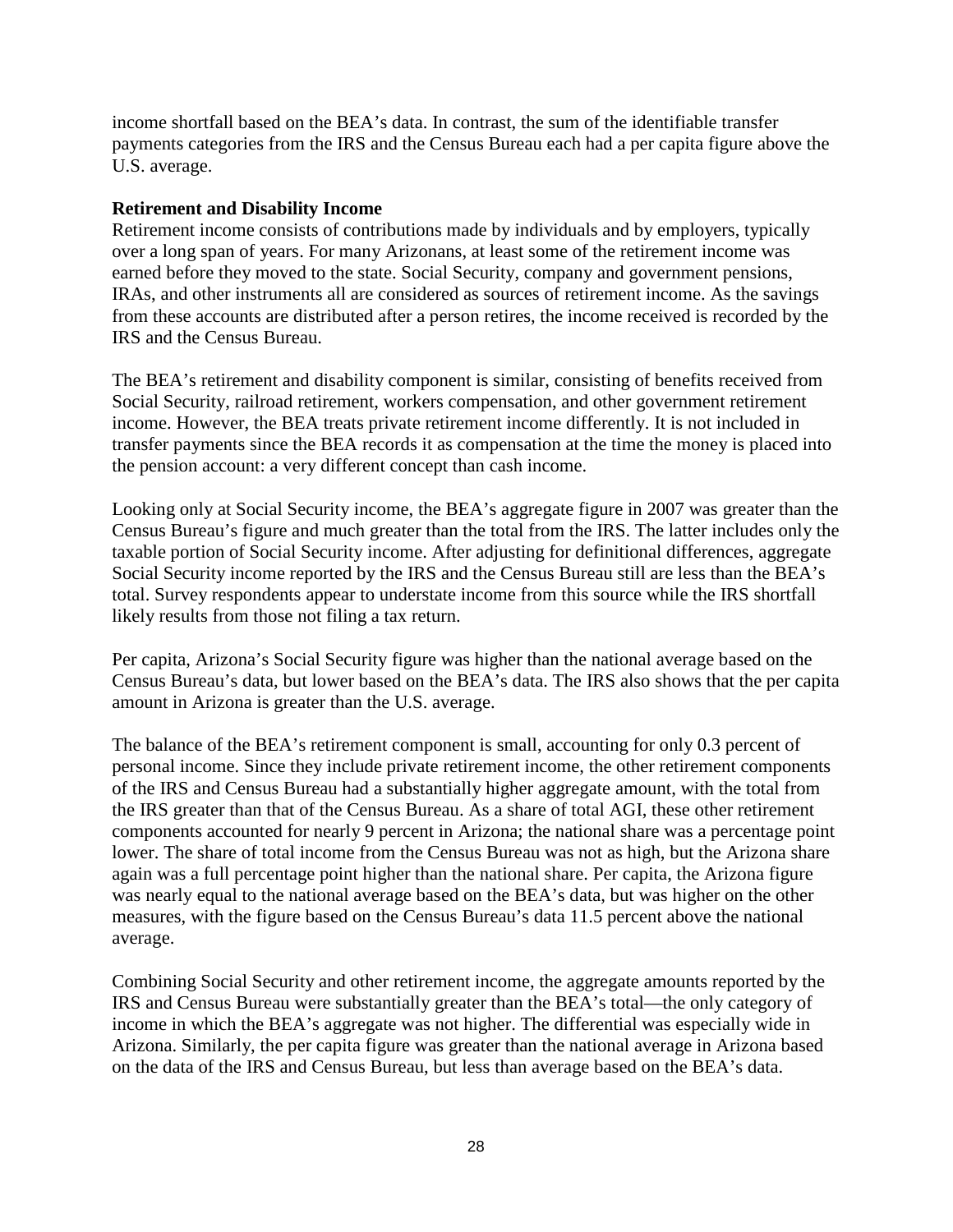income shortfall based on the BEA's data. In contrast, the sum of the identifiable transfer payments categories from the IRS and the Census Bureau each had a per capita figure above the U.S. average.

**Retirement and Disability Income**

Retirement income consists of contributions made by individuals and by employers, typically over a long span of years. For many Arizonans, at least some of the retirement income was earned before they moved to the state. Social Security, company and government pensions, IRAs, and other instruments all are considered as sources of retirement income. As the savings from these accounts are distributed after a person retires, the income received is recorded by the IRS and the Census Bureau.

The BEA's retirement and disability component is similar, consisting of benefits received from Social Security, railroad retirement, workers compensation, and other government retirement income. However, the BEA treats private retirement income differently. It is not included in transfer payments since the BEA records it as compensation at the time the money is placed into the pension account: a very different concept than cash income.

Looking only at Social Security income, the BEA's aggregate figure in 2007 was greater than the Census Bureau's figure and much greater than the total from the IRS. The latter includes only the taxable portion of Social Security income. After adjusting for definitional differences, aggregate Social Security income reported by the IRS and the Census Bureau still are less than the BEA's total. Survey respondents appear to understate income from this source while the IRS shortfall likely results from those not filing a tax return.

Per capita, Arizona's Social Security figure was higher than the national average based on the Census Bureau's data, but lower based on the BEA's data. The IRS also shows that the per capita amount in Arizona is greater than the U.S. average.

The balance of the BEA's retirement component is small, accounting for only 0.3 percent of personal income. Since they include private retirement income, the other retirement components of the IRS and Census Bureau had a substantially higher aggregate amount, with the total from the IRS greater than that of the Census Bureau. As a share of total AGI, these other retirement components accounted for nearly 9 percent in Arizona; the national share was a percentage point lower. The share of total income from the Census Bureau was not as high, but the Arizona share again was a full percentage point higher than the national share. Per capita, the Arizona figure was nearly equal to the national average based on the BEA's data, but was higher on the other measures, with the figure based on the Census Bureau's data 11.5 percent above the national average.

Combining Social Security and other retirement income, the aggregate amounts reported by the IRS and Census Bureau were substantially greater than the BEA's total—the only category of income in which the BEA's aggregate was not higher. The differential was especially wide in Arizona. Similarly, the per capita figure was greater than the national average in Arizona based on the data of the IRS and Census Bureau, but less than average based on the BEA's data.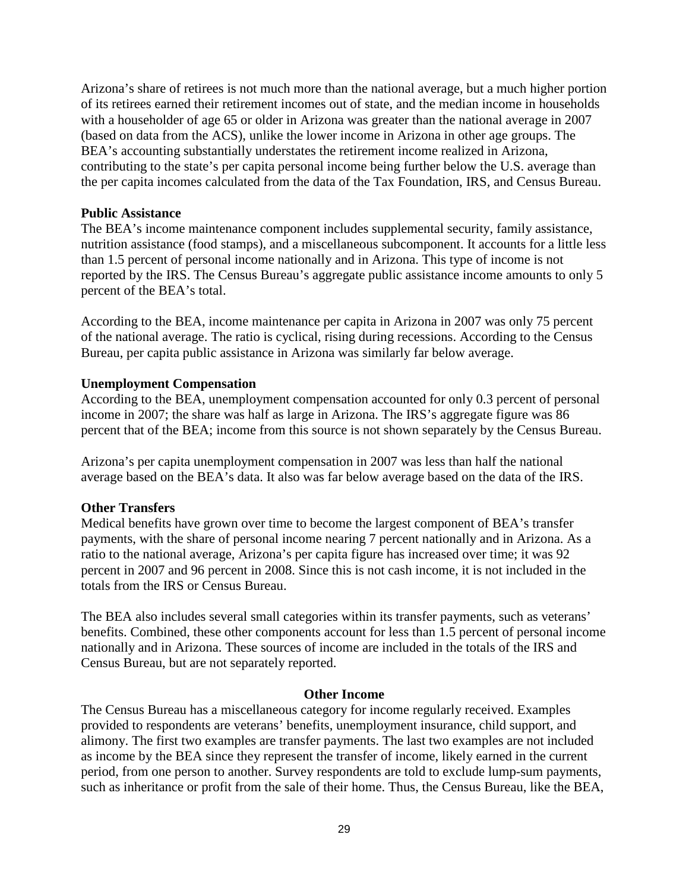Arizona's share of retirees is not much more than the national average, but a much higher portion of its retirees earned their retirement incomes out of state, and the median income in households with a householder of age 65 or older in Arizona was greater than the median national average in 2007 (based on data from the ACS), unlike the lower income in Arizona in other age groups. The BEA's accounting substantially understates the retirement income realized in Arizona, contributing to the state's per capita personal income being further below the U.S. average than the per capita incomes calculated from the data of the Tax Foundation, IRS, and Census Bureau.

**Public Assistance**

The BEA's income maintenance component includes supplemental security, family assistance, nutrition assistance (food stamps), and a miscellaneous subcomponent. It accounts for a little less than 1.5 percent of personal income nationally and in Arizona. This type of income is not reported by the IRS. The Census Bureau's aggregate public assistance income amounts to only 5 percent of the BEA's total.

According to the BEA, income maintenance per capita in Arizona in 2007 was only 75 percent of the national average. The ratio is cyclical, rising during recessions. According to the Census Bureau, per capita public assistance in Arizona was similarly far below average.

**Unemployment Compensation**

According to the BEA, unemployment compensation accounted for only 0.3 percent of personal income in 2007; the share was half as large in Arizona. The IRS's aggregate figure was 86 percent that of the BEA; income from this source is not shown separately by the Census Bureau.

Arizona's per capita unemployment compensation in 2007 was less than half the national average based on the BEA's data. It also was far below average based on the data of the IRS.

**Other Transfers**

Medical benefits have grown over time to become the largest component of BEA's transfer payments, with the share of personal income nearing 7 percent nationally and in Arizona. As a ratio to the national average, Arizona's per capita figure has increased over time; it was 92 percent in 2007 and 96 percent in 2008. Since this is not cash income, it is not included in the totals from the IRS or Census Bureau.

The BEA also includes several small categories within its transfer payments, such as veterans' benefits. Combined, these other components account for less than 1.5 percent of personal income nationally and in Arizona. These sources of income are included in the totals of the IRS and Census Bureau, but are not separately reported.

## Other Income

The Census Bureau has a miscellaneous category for income regularly received. Examples provided to respondents are veterans' benefits, unemployment insurance, child support, and alimony. The first two examples are transfer payments. The last two examples are not included as income by the BEA since they represent the transfer of income, likely earned in the current period, from one person to another. Survey respondents are told to exclude lump-sum payments, such as inheritance or profit from the sale of their home. Thus, the Census Bureau, like the BEA,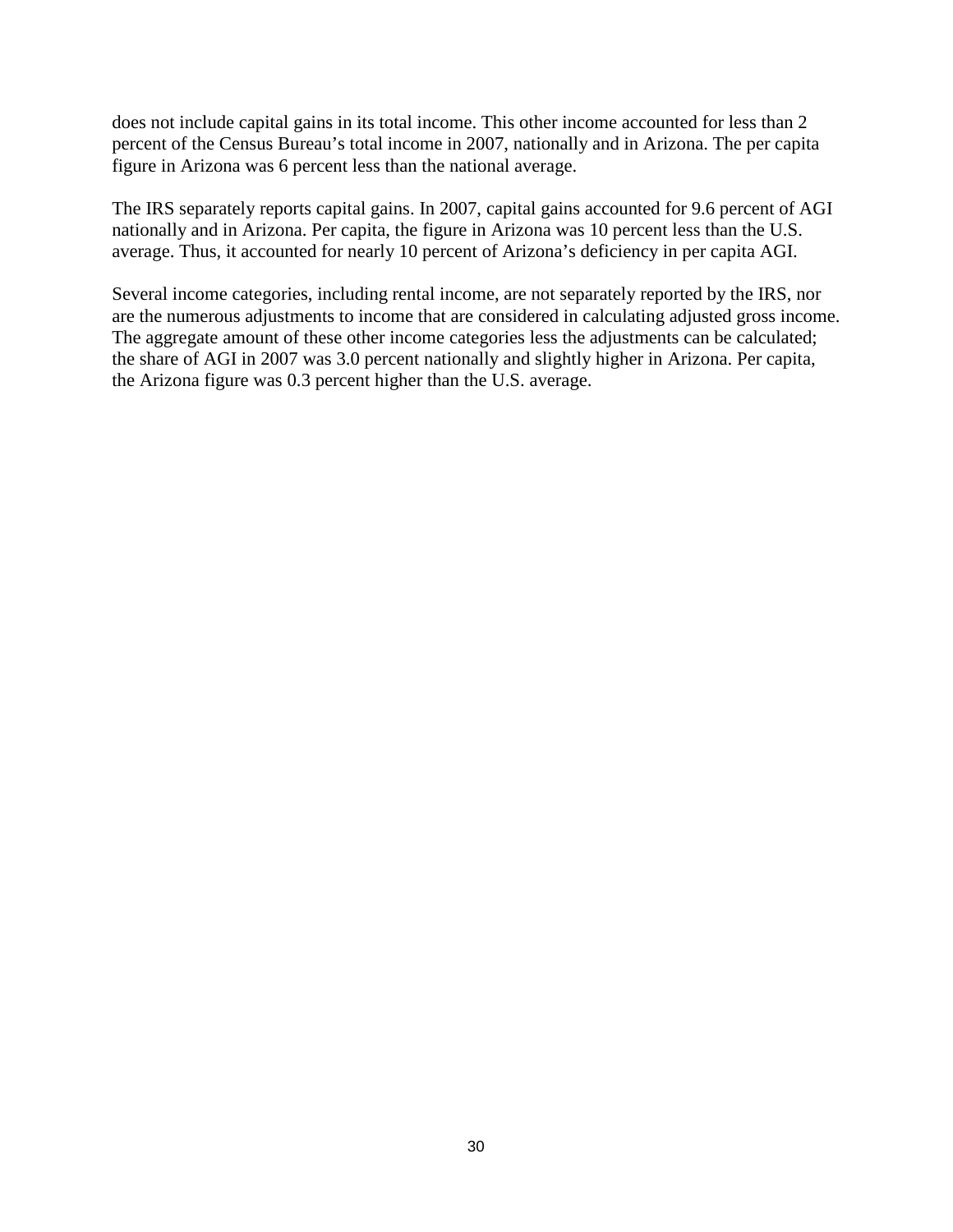does not include capital gains in its total income. This other income accounted for less than 2 percent of the Census Bureau's total income in 2007, nationally and in Arizona. The per capita figure in Arizona was 6 percent less than the national average.

The IRS separately reports capital gains. In 2007, capital gains accounted for 9.6 percent of AGI nationally and in Arizona. Per capita, the figure in Arizona was 10 percent less than the U.S. average. Thus, it accounted for nearly 10 percent of Arizona's deficiency in per capita AGI.

Several income categories, including rental income, are not separately reported by the IRS, nor are the numerous adjustments to income that are considered in calculating adjusted gross income. The aggregate amount of these other income categories less the adjustments can be calculated; the share of AGI in 2007 was 3.0 percent nationally and slightly higher in Arizona. Per capita, the Arizona figure was 0.3 percent higher than the U.S. average.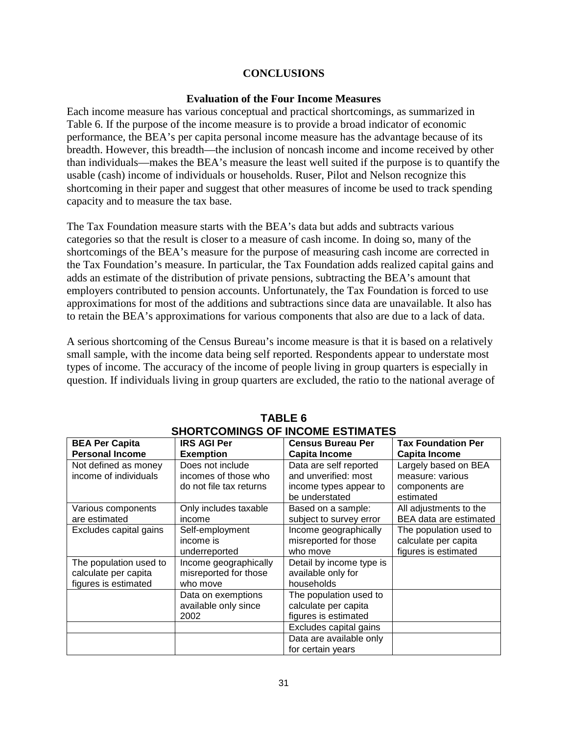## CONCLUSIONS

### Evaluation of the Four Income Measures

Each income measure has various conceptual and practical shortcomings, as summarized in Table 6. If the purpose of the income measure is to provide a broad indicator of economic performance, the BEA's per capita personal income measure has the advantage because of its breadth. However, this breadth—the inclusion of noncash income and income received by other than individuals—makes the BEA's measure the least well suited if the purpose is to quantify the usable (cash) income of individuals or households. Ruser, Pilot and Nelson recognize this shortcoming in their paper and suggest that other measures of income be used to track spending capacity and to measure the tax base.

The Tax Foundation measure starts with the BEA's data but adds and subtracts various categories so that the result is closer to a measure of cash income. In doing so, many of the shortcomings of the BEA's measure for the purpose of measuring cash income are corrected in the Tax Foundation's measure. In particular, the Tax Foundation adds realized capital gains and adds an estimate of the distribution of private pensions, subtracting the BEA's amount that employers contributed to pension accounts. Unfortunately, the Tax Foundation is forced to use approximations for most of the additions and subtractions since data are unavailable. It also has to retain the BEA's approximations for various components that also are due to a lack of data.

A serious shortcoming of the Census Bureau's income measure is that it is based on a relatively small sample, with the income data being self reported. Respondents appear to understate most types of income. The accuracy of the income of people living in group quarters is especially in question. If individuals living in group quarters are excluded, the ratio to the national average of

**TABLE 6**
**SHORTCOMINGS OF INCOME ESTIMATES**

| BEA Per Capita Personal Income | IRS AGI Per Exemption | Census Bureau Per Capita Income | Tax Foundation Per Capita Income |
|---|---|---|---|
| Not defined as money income of individuals | Does not include incomes of those who do not file tax returns | Data are self reported and unverified: most income types appear to be understated | Largely based on BEA measure: various components are estimated |
| Various components are estimated | Only includes taxable income | Based on a sample: subject to survey error | All adjustments to the BEA data are estimated |
| Excludes capital gains | Self-employment income is underreported | Income geographically misreported for those who move | The population used to calculate per capita figures is estimated |
| The population used to calculate per capita figures is estimated | Income geographically misreported for those who move | Detail by income type is available only for households | |
| | Data on exemptions available only since 2002 | The population used to calculate per capita figures is estimated | |
| | | Excludes capital gains | |
| | | Data are available only for certain years | |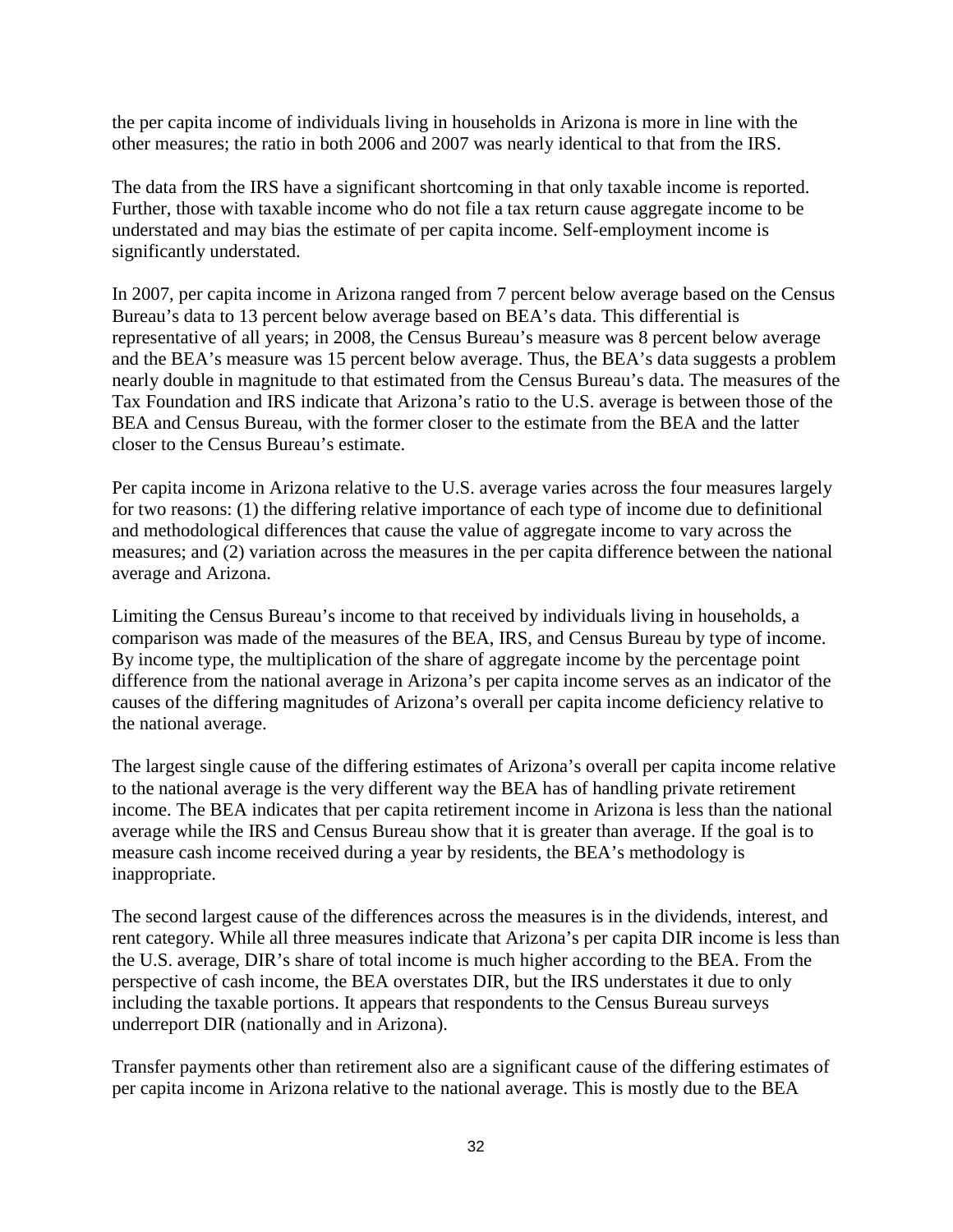the per capita income of individuals living in households in Arizona is more in line with the other measures; the ratio in both 2006 and 2007 was nearly identical to that from the IRS.

The data from the IRS have a significant shortcoming in that only taxable income is reported. Further, those with taxable income who do not file a tax return cause aggregate income to be understated and may bias the estimate of per capita income. Self-employment income is significantly understated.

In 2007, per capita income in Arizona ranged from 7 percent below average based on the Census Bureau's data to 13 percent below average based on BEA's data. This differential is representative of all years; in 2008, the Census Bureau's measure was 8 percent below average and the BEA's measure was 15 percent below average. Thus, the BEA's data suggests a problem nearly double in magnitude to that estimated from the Census Bureau's data. The measures of the Tax Foundation and IRS indicate that Arizona's ratio to the U.S. average is between those of the BEA and Census Bureau, with the former closer to the estimate from the BEA and the latter closer to the Census Bureau's estimate.

Per capita income in Arizona relative to the U.S. average varies across the four measures largely for two reasons: (1) the differing relative importance of each type of income due to definitional and methodological differences that cause the value of aggregate income to vary across the measures; and (2) variation across the measures in the per capita difference between the national average and Arizona.

Limiting the Census Bureau's income to that received by individuals living in households, a comparison was made of the measures of the BEA, IRS, and Census Bureau by type of income. By income type, the multiplication of the share of aggregate income by the percentage point difference from the national average in Arizona's per capita income serves as an indicator of the causes of the differing magnitudes of Arizona's overall per capita income deficiency relative to the national average.

The largest single cause of the differing estimates of Arizona's overall per capita income relative to the national average is the very different way the BEA has of handling private retirement income. The BEA indicates that per capita retirement income in Arizona is less than the national average while the IRS and Census Bureau show that it is greater than average. If the goal is to measure cash income received during a year by residents, the BEA's methodology is inappropriate.

The second largest cause of the differences across the measures is in the dividends, interest, and rent category. While all three measures indicate that Arizona's per capita DIR income is less than the U.S. average, DIR's share of total income is much higher according to the BEA. From the perspective of cash income, the BEA overstates DIR, but the IRS understates it due to only including the taxable portions. It appears that respondents to the Census Bureau surveys underreport DIR (nationally and in Arizona).

Transfer payments other than retirement also are a significant cause of the differing estimates of per capita income in Arizona relative to the national average. This is mostly due to the BEA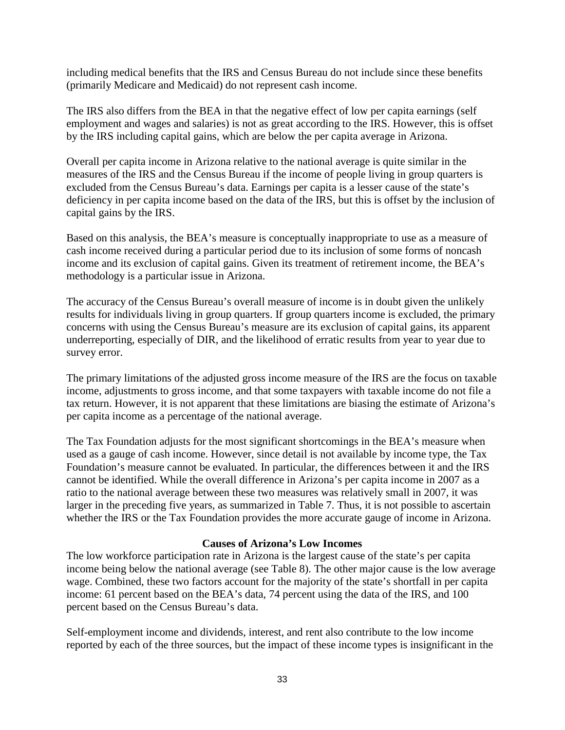including medical benefits that the IRS and Census Bureau do not include since these benefits (primarily Medicare and Medicaid) do not represent cash income.

The IRS also differs from the BEA in that the negative effect of low per capita earnings (self employment and wages and salaries) is not as great according to the IRS. However, this is offset by the IRS including capital gains, which are below the per capita average in Arizona.

Overall per capita income in Arizona relative to the national average is quite similar in the measures of the IRS and the Census Bureau if the income of people living in group quarters is excluded from the Census Bureau's data. Earnings per capita is a lesser cause of the state's deficiency in per capita income based on the data of the IRS, but this is offset by the inclusion of capital gains by the IRS.

Based on this analysis, the BEA's measure is conceptually inappropriate to use as a measure of cash income received during a particular period due to its inclusion of some forms of noncash income and its exclusion of capital gains. Given its treatment of retirement income, the BEA's methodology is a particular issue in Arizona.

The accuracy of the Census Bureau's overall measure of income is in doubt given the unlikely results for individuals living in group quarters. If group quarters income is excluded, the primary concerns with using the Census Bureau's measure are its exclusion of capital gains, its apparent underreporting, especially of DIR, and the likelihood of erratic results from year to year due to survey error.

The primary limitations of the adjusted gross income measure of the IRS are the focus on taxable income, adjustments to gross income, and that some taxpayers with taxable income do not file a tax return. However, it is not apparent that these limitations are biasing the estimate of Arizona's per capita income as a percentage of the national average.

The Tax Foundation adjusts for the most significant shortcomings in the BEA's measure when used as a gauge of cash income. However, since detail is not available by income type, the Tax Foundation's measure cannot be evaluated. In particular, the differences between it and the IRS cannot be identified. While the overall difference in Arizona's per capita income in 2007 as a ratio to the national average between these two measures was relatively small in 2007, it was larger in the preceding five years, as summarized in Table 7. Thus, it is not possible to ascertain whether the IRS or the Tax Foundation provides the more accurate gauge of income in Arizona.

## Causes of Arizona's Low Incomes

The low workforce participation rate in Arizona is the largest cause of the state's per capita income being below the national average (see Table 8). The other major cause is the low average wage. Combined, these two factors account for the majority of the state's shortfall in per capita income: 61 percent based on the BEA's data, 74 percent using the data of the IRS, and 100 percent based on the Census Bureau's data.

Self-employment income and dividends, interest, and rent also contribute to the low income reported by each of the three sources, but the impact of these income types is insignificant in the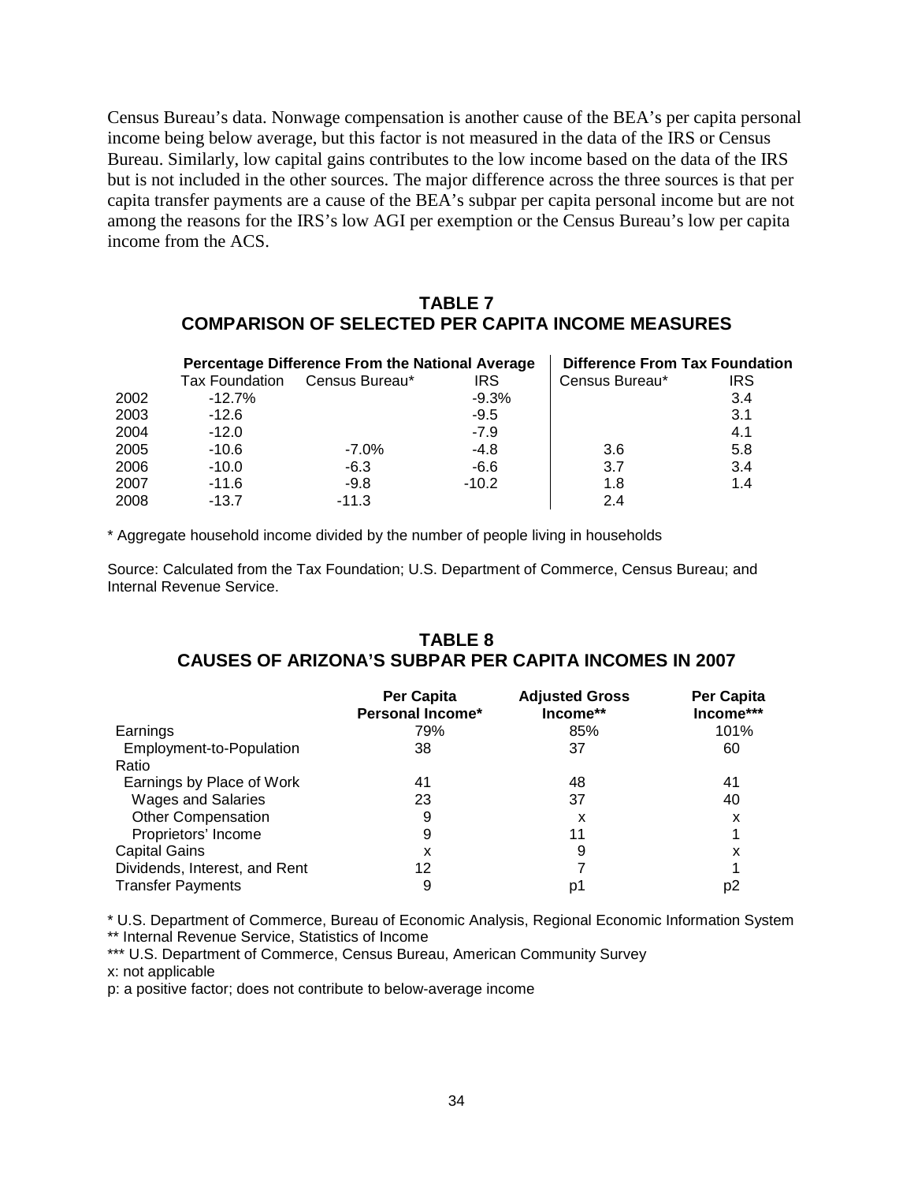Census Bureau's data. Nonwage compensation is another cause of the BEA's per capita personal income being below average, but this factor is not measured in the data of the IRS or Census Bureau. Similarly, low capital gains contributes to the low income based on the data of the IRS but is not included in the other sources. The major difference across the three sources is that per capita transfer payments are a cause of the BEA's subpar per capita personal income but are not among the reasons for the IRS's low AGI per exemption or the Census Bureau's low per capita income from the ACS.

## TABLE 7
## COMPARISON OF SELECTED PER CAPITA INCOME MEASURES

| | Percentage Difference From the National Average | | | Difference From Tax Foundation | |
|---|---|---|---|---|---|
| | Tax Foundation | Census Bureau* | IRS | Census Bureau* | IRS |
| 2002 | -12.7% | | -9.3% | | 3.4 |
| 2003 | -12.6 | | -9.5 | | 3.1 |
| 2004 | -12.0 | | -7.9 | | 4.1 |
| 2005 | -10.6 | -7.0% | -4.8 | 3.6 | 5.8 |
| 2006 | -10.0 | -6.3 | -6.6 | 3.7 | 3.4 |
| 2007 | -11.6 | -9.8 | -10.2 | 1.8 | 1.4 |
| 2008 | -13.7 | -11.3 | | 2.4 | |

* Aggregate household income divided by the number of people living in households

Source: Calculated from the Tax Foundation; U.S. Department of Commerce, Census Bureau; and Internal Revenue Service.

## TABLE 8
## CAUSES OF ARIZONA'S SUBPAR PER CAPITA INCOMES IN 2007

| | Per Capita Personal Income* | Adjusted Gross Income** | Per Capita Income*** |
|---|---|---|---|
| Earnings | 79% | 85% | 101% |
| Employment-to-Population Ratio | 38 | 37 | 60 |
| Earnings by Place of Work | 41 | 48 | 41 |
| Wages and Salaries | 23 | 37 | 40 |
| Other Compensation | 9 | x | x |
| Proprietors' Income | 9 | 11 | 1 |
| Capital Gains | x | 9 | x |
| Dividends, Interest, and Rent | 12 | 7 | 1 |
| Transfer Payments | 9 | p1 | p2 |

* U.S. Department of Commerce, Bureau of Economic Analysis, Regional Economic Information System
** Internal Revenue Service, Statistics of Income
*** U.S. Department of Commerce, Census Bureau, American Community Survey
x: not applicable
p: a positive factor; does not contribute to below-average income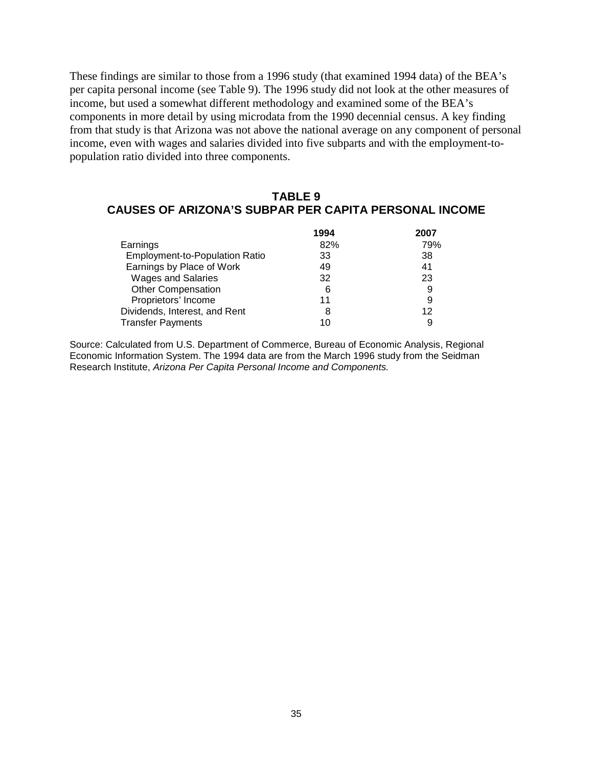These findings are similar to those from a 1996 study (that examined 1994 data) of the BEA's per capita personal income (see Table 9). The 1996 study did not look at the other measures of income, but used a somewhat different methodology and examined some of the BEA's components in more detail by using microdata from the 1990 decennial census. A key finding from that study is that Arizona was not above the national average on any component of personal income, even with wages and salaries divided into five subparts and with the employment-to-population ratio divided into three components.

**TABLE 9**
**CAUSES OF ARIZONA'S SUBPAR PER CAPITA PERSONAL INCOME**

| | 1994 | 2007 |
|---|---|---|
| Earnings | 82% | 79% |
| Employment-to-Population Ratio | 33 | 38 |
| Earnings by Place of Work | 49 | 41 |
| Wages and Salaries | 32 | 23 |
| Other Compensation | 6 | 9 |
| Proprietors' Income | 11 | 9 |
| Dividends, Interest, and Rent | 8 | 12 |
| Transfer Payments | 10 | 9 |

Source: Calculated from U.S. Department of Commerce, Bureau of Economic Analysis, Regional Economic Information System. The 1994 data are from the March 1996 study from the Seidman Research Institute, *Arizona Per Capita Personal Income and Components.*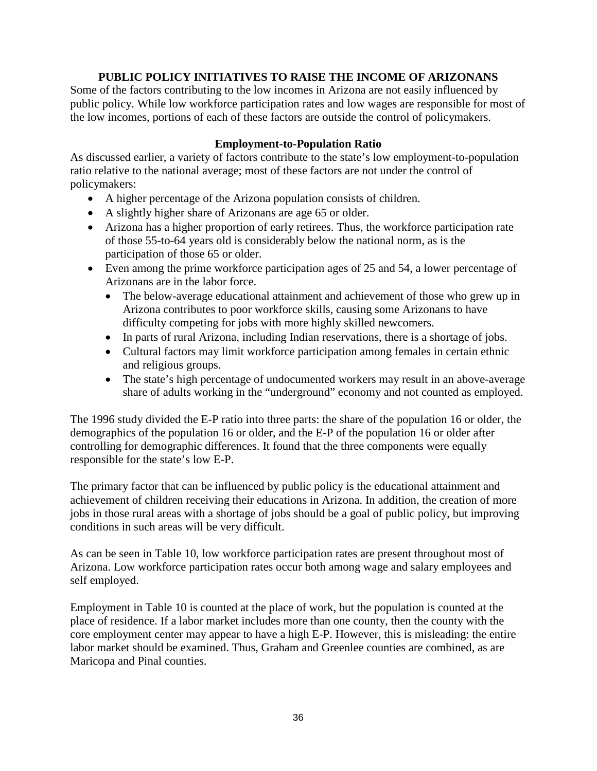## PUBLIC POLICY INITIATIVES TO RAISE THE INCOME OF ARIZONANS

Some of the factors contributing to the low incomes in Arizona are not easily influenced by public policy. While low workforce participation rates and low wages are responsible for most of the low incomes, portions of each of these factors are outside the control of policymakers.

### Employment-to-Population Ratio

As discussed earlier, a variety of factors contribute to the state's low employment-to-population ratio relative to the national average; most of these factors are not under the control of policymakers:

- A higher percentage of the Arizona population consists of children.
- A slightly higher share of Arizonans are age 65 or older.
- Arizona has a higher proportion of early retirees. Thus, the workforce participation rate of those 55-to-64 years old is considerably below the national norm, as is the participation of those 65 or older.
- Even among the prime workforce participation ages of 25 and 54, a lower percentage of Arizonans are in the labor force.
  - The below-average educational attainment and achievement of those who grew up in Arizona contributes to poor workforce skills, causing some Arizonans to have difficulty competing for jobs with more highly skilled newcomers.
  - In parts of rural Arizona, including Indian reservations, there is a shortage of jobs.
  - Cultural factors may limit workforce participation among females in certain ethnic and religious groups.
  - The state's high percentage of undocumented workers may result in an above-average share of adults working in the "underground" economy and not counted as employed.

The 1996 study divided the E-P ratio into three parts: the share of the population 16 or older, the demographics of the population 16 or older, and the E-P of the population 16 or older after controlling for demographic differences. It found that the three components were equally responsible for the state's low E-P.

The primary factor that can be influenced by public policy is the educational attainment and achievement of children receiving their educations in Arizona. In addition, the creation of more jobs in those rural areas with a shortage of jobs should be a goal of public policy, but improving conditions in such areas will be very difficult.

As can be seen in Table 10, low workforce participation rates are present throughout most of Arizona. Low workforce participation rates occur both among wage and salary employees and self employed.

Employment in Table 10 is counted at the place of work, but the population is counted at the place of residence. If a labor market includes more than one county, then the county with the core employment center may appear to have a high E-P. However, this is misleading: the entire labor market should be examined. Thus, Graham and Greenlee counties are combined, as are Maricopa and Pinal counties.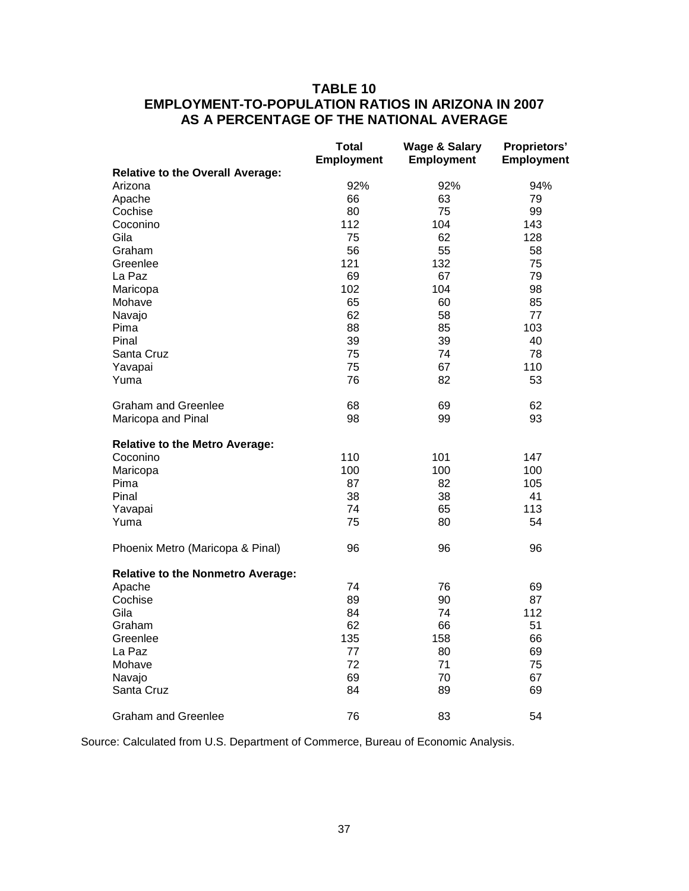## TABLE 10
## EMPLOYMENT-TO-POPULATION RATIOS IN ARIZONA IN 2007 AS A PERCENTAGE OF THE NATIONAL AVERAGE

| | Total Employment | Wage & Salary Employment | Proprietors' Employment |
|---|---|---|---|
| **Relative to the Overall Average:** | | | |
| Arizona | 92% | 92% | 94% |
| Apache | 66 | 63 | 79 |
| Cochise | 80 | 75 | 99 |
| Coconino | 112 | 104 | 143 |
| Gila | 75 | 62 | 128 |
| Graham | 56 | 55 | 58 |
| Greenlee | 121 | 132 | 75 |
| La Paz | 69 | 67 | 79 |
| Maricopa | 102 | 104 | 98 |
| Mohave | 65 | 60 | 85 |
| Navajo | 62 | 58 | 77 |
| Pima | 88 | 85 | 103 |
| Pinal | 39 | 39 | 40 |
| Santa Cruz | 75 | 74 | 78 |
| Yavapai | 75 | 67 | 110 |
| Yuma | 76 | 82 | 53 |
| Graham and Greenlee | 68 | 69 | 62 |
| Maricopa and Pinal | 98 | 99 | 93 |
| **Relative to the Metro Average:** | | | |
| Coconino | 110 | 101 | 147 |
| Maricopa | 100 | 100 | 100 |
| Pima | 87 | 82 | 105 |
| Pinal | 38 | 38 | 41 |
| Yavapai | 74 | 65 | 113 |
| Yuma | 75 | 80 | 54 |
| Phoenix Metro (Maricopa & Pinal) | 96 | 96 | 96 |
| **Relative to the Nonmetro Average:** | | | |
| Apache | 74 | 76 | 69 |
| Cochise | 89 | 90 | 87 |
| Gila | 84 | 74 | 112 |
| Graham | 62 | 66 | 51 |
| Greenlee | 135 | 158 | 66 |
| La Paz | 77 | 80 | 69 |
| Mohave | 72 | 71 | 75 |
| Navajo | 69 | 70 | 67 |
| Santa Cruz | 84 | 89 | 69 |
| Graham and Greenlee | 76 | 83 | 54 |

Source: Calculated from U.S. Department of Commerce, Bureau of Economic Analysis.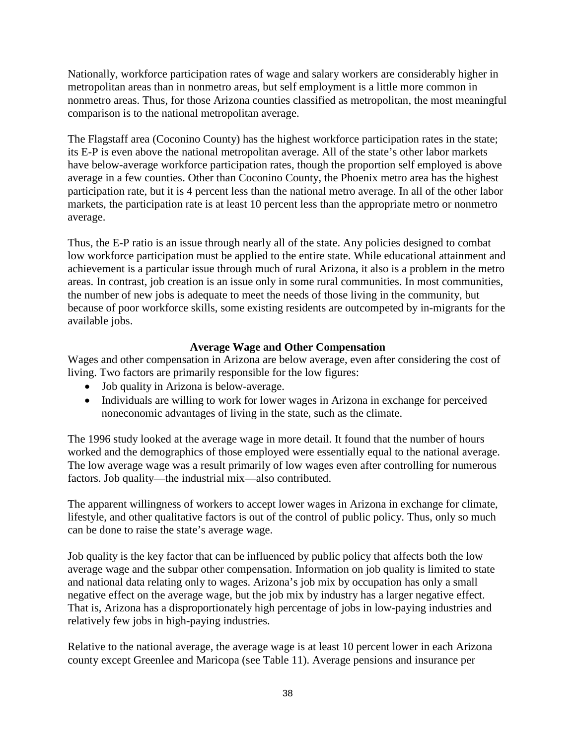Nationally, workforce participation rates of wage and salary workers are considerably higher in metropolitan areas than in nonmetro areas, but self employment is a little more common in nonmetro areas. Thus, for those Arizona counties classified as metropolitan, the most meaningful comparison is to the national metropolitan average.

The Flagstaff area (Coconino County) has the highest workforce participation rates in the state; its E-P is even above the national metropolitan average. All of the state's other labor markets have below-average workforce participation rates, though the proportion self employed is above average in a few counties. Other than Coconino County, the Phoenix metro area has the highest participation rate, but it is 4 percent less than the national metro average. In all of the other labor markets, the participation rate is at least 10 percent less than the appropriate metro or nonmetro average.

Thus, the E-P ratio is an issue through nearly all of the state. Any policies designed to combat low workforce participation must be applied to the entire state. While educational attainment and achievement is a particular issue through much of rural Arizona, it also is a problem in the metro areas. In contrast, job creation is an issue only in some rural communities. In most communities, the number of new jobs is adequate to meet the needs of those living in the community, but because of poor workforce skills, some existing residents are outcompeted by in-migrants for the available jobs.

### Average Wage and Other Compensation

Wages and other compensation in Arizona are below average, even after considering the cost of living. Two factors are primarily responsible for the low figures:

- Job quality in Arizona is below-average.
- Individuals are willing to work for lower wages in Arizona in exchange for perceived noneconomic advantages of living in the state, such as the climate.

The 1996 study looked at the average wage in more detail. It found that the number of hours worked and the demographics of those employed were essentially equal to the national average. The low average wage was a result primarily of low wages even after controlling for numerous factors. Job quality—the industrial mix—also contributed.

The apparent willingness of workers to accept lower wages in Arizona in exchange for climate, lifestyle, and other qualitative factors is out of the control of public policy. Thus, only so much can be done to raise the state's average wage.

Job quality is the key factor that can be influenced by public policy that affects both the low average wage and the subpar other compensation. Information on job quality is limited to state and national data relating only to wages. Arizona's job mix by occupation has only a small negative effect on the average wage, but the job mix by industry has a larger negative effect. That is, Arizona has a disproportionately high percentage of jobs in low-paying industries and relatively few jobs in high-paying industries.

Relative to the national average, the average wage is at least 10 percent lower in each Arizona county except Greenlee and Maricopa (see Table 11). Average pensions and insurance per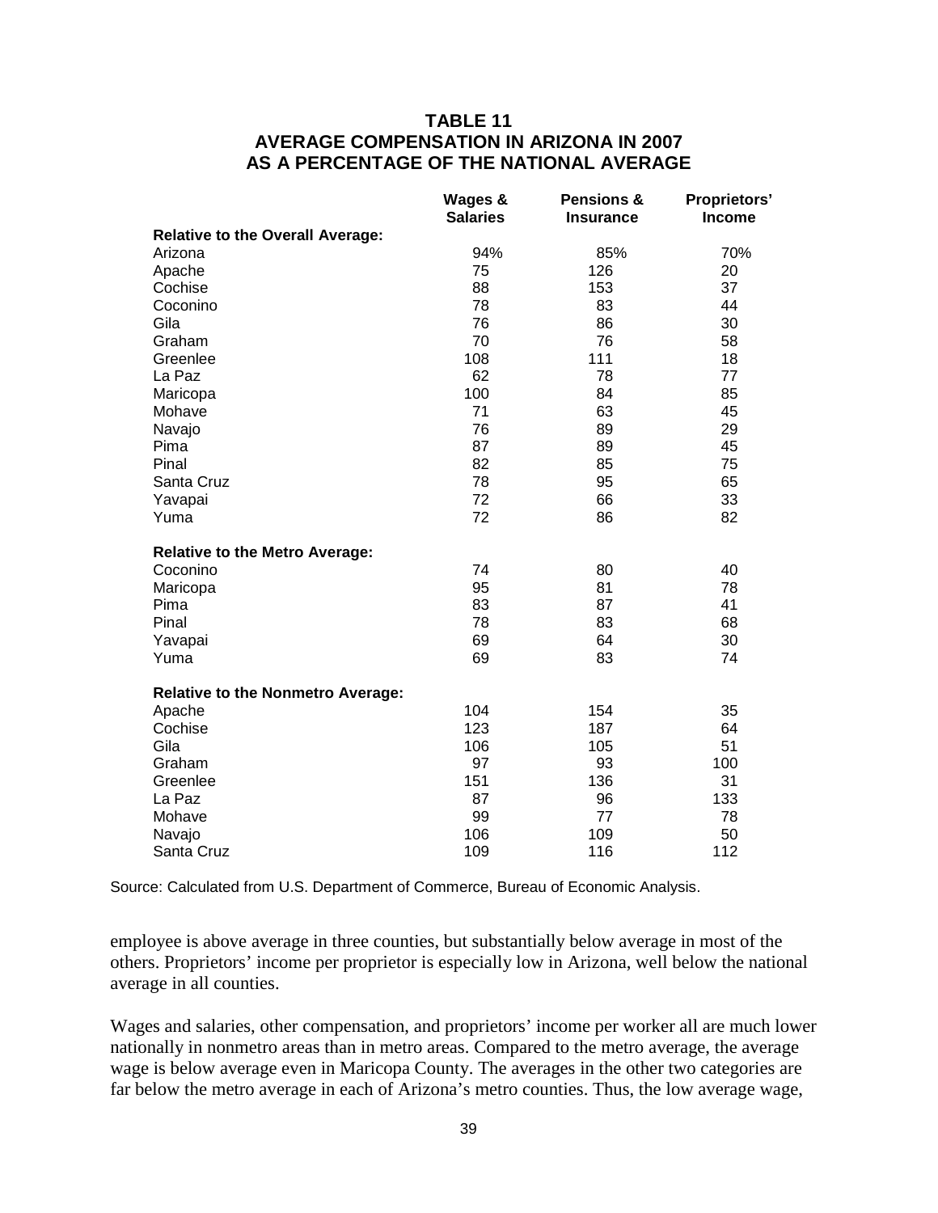## TABLE 11
## AVERAGE COMPENSATION IN ARIZONA IN 2007 AS A PERCENTAGE OF THE NATIONAL AVERAGE

| | Wages & Salaries | Pensions & Insurance | Proprietors' Income |
|---|---|---|---|
| **Relative to the Overall Average:** | | | |
| Arizona | 94% | 85% | 70% |
| Apache | 75 | 126 | 20 |
| Cochise | 88 | 153 | 37 |
| Coconino | 78 | 83 | 44 |
| Gila | 76 | 86 | 30 |
| Graham | 70 | 76 | 58 |
| Greenlee | 108 | 111 | 18 |
| La Paz | 62 | 78 | 77 |
| Maricopa | 100 | 84 | 85 |
| Mohave | 71 | 63 | 45 |
| Navajo | 76 | 89 | 29 |
| Pima | 87 | 89 | 45 |
| Pinal | 82 | 85 | 75 |
| Santa Cruz | 78 | 95 | 65 |
| Yavapai | 72 | 66 | 33 |
| Yuma | 72 | 86 | 82 |
| **Relative to the Metro Average:** | | | |
| Coconino | 74 | 80 | 40 |
| Maricopa | 95 | 81 | 78 |
| Pima | 83 | 87 | 41 |
| Pinal | 78 | 83 | 68 |
| Yavapai | 69 | 64 | 30 |
| Yuma | 69 | 83 | 74 |
| **Relative to the Nonmetro Average:** | | | |
| Apache | 104 | 154 | 35 |
| Cochise | 123 | 187 | 64 |
| Gila | 106 | 105 | 51 |
| Graham | 97 | 93 | 100 |
| Greenlee | 151 | 136 | 31 |
| La Paz | 87 | 96 | 133 |
| Mohave | 99 | 77 | 78 |
| Navajo | 106 | 109 | 50 |
| Santa Cruz | 109 | 116 | 112 |

Source: Calculated from U.S. Department of Commerce, Bureau of Economic Analysis.

employee is above average in three counties, but substantially below average in most of the others. Proprietors' income per proprietor is especially low in Arizona, well below the national average in all counties.

Wages and salaries, other compensation, and proprietors' income per worker all are much lower nationally in nonmetro areas than in metro areas. Compared to the metro average, the average wage is below average even in Maricopa County. The averages in the other two categories are far below the metro average in each of Arizona's metro counties. Thus, the low average wage,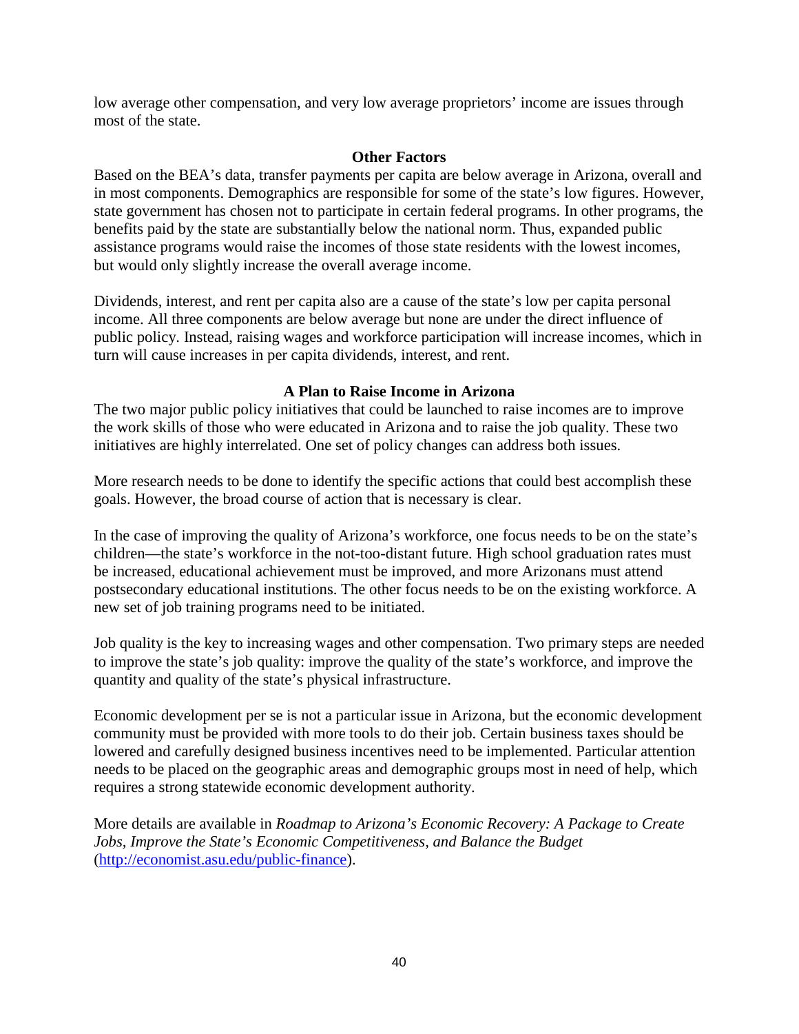low average other compensation, and very low average proprietors' income are issues through most of the state.

### Other Factors

Based on the BEA's data, transfer payments per capita are below average in Arizona, overall and in most components. Demographics are responsible for some of the state's low figures. However, state government has chosen not to participate in certain federal programs. In other programs, the benefits paid by the state are substantially below the national norm. Thus, expanded public assistance programs would raise the incomes of those state residents with the lowest incomes, but would only slightly increase the overall average income.

Dividends, interest, and rent per capita also are a cause of the state's low per capita personal income. All three components are below average but none are under the direct influence of public policy. Instead, raising wages and workforce participation will increase incomes, which in turn will cause increases in per capita dividends, interest, and rent.

### A Plan to Raise Income in Arizona

The two major public policy initiatives that could be launched to raise incomes are to improve the work skills of those who were educated in Arizona and to raise the job quality. These two initiatives are highly interrelated. One set of policy changes can address both issues.

More research needs to be done to identify the specific actions that could best accomplish these goals. However, the broad course of action that is necessary is clear.

In the case of improving the quality of Arizona's workforce, one focus needs to be on the state's children—the state's workforce in the not-too-distant future. High school graduation rates must be increased, educational achievement must be improved, and more Arizonans must attend postsecondary educational institutions. The other focus needs to be on the existing workforce. A new set of job training programs need to be initiated.

Job quality is the key to increasing wages and other compensation. Two primary steps are needed to improve the state's job quality: improve the quality of the state's workforce, and improve the quantity and quality of the state's physical infrastructure.

Economic development per se is not a particular issue in Arizona, but the economic development community must be provided with more tools to do their job. Certain business taxes should be lowered and carefully designed business incentives need to be implemented. Particular attention needs to be placed on the geographic areas and demographic groups most in need of help, which requires a strong statewide economic development authority.

More details are available in *Roadmap to Arizona's Economic Recovery: A Package to Create Jobs, Improve the State's Economic Competitiveness, and Balance the Budget* (http://economist.asu.edu/public-finance).